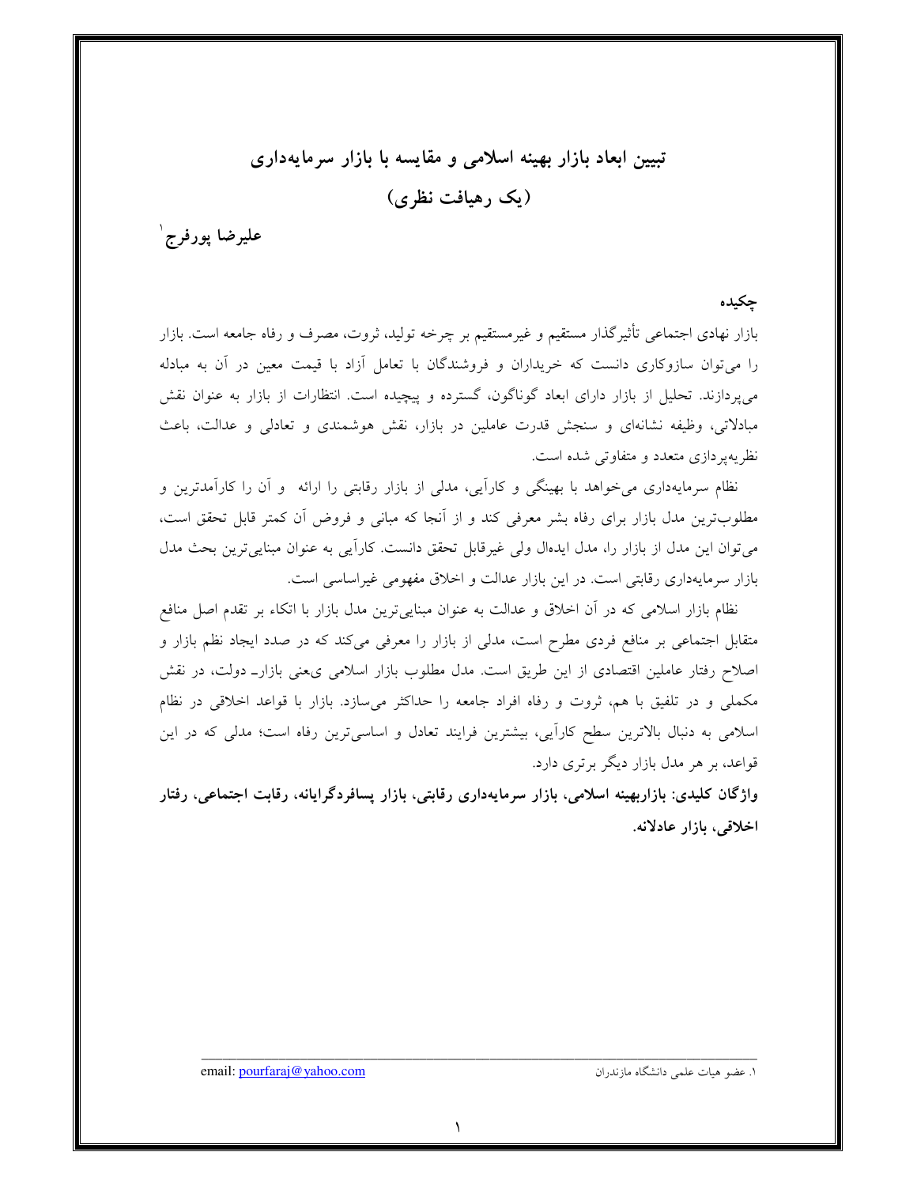# تبیین ابعاد بازار بهینه اسلامی و مقایسه با بازار سرمایه‌داری
## (یک رهیافت نظری)

**علیرضا پورفرج**[1]

### چکیده

بازار نهادی اجتماعی تأثیرگذار مستقیم و غیرمستقیم بر چرخه تولید، ثروت، مصرف و رفاه جامعه است. بازار را می‌توان سازوکاری دانست که خریداران و فروشندگان با تعامل آزاد با قیمت معین در آن به مبادله می‌پردازند. تحلیل از بازار دارای ابعاد گوناگون، گسترده و پیچیده است. انتظارات از بازار به عنوان نقش مبادلاتی، وظیفه نشانه‌ای و سنجش قدرت عاملین در بازار، نقش هوشمندی و تعادلی و عدالت، باعث نظریه‌پردازی متعدد و متفاوتی شده است.

نظام سرمایه‌داری می‌خواهد با بهینگی و کارآیی، مدلی از بازار رقابتی را ارائه و آن را کارآمدترین و مطلوب‌ترین مدل بازار برای رفاه بشر معرفی کند و از آنجا که مبانی و فروض آن کمتر قابل تحقق است، می‌توان این مدل از بازار را، مدل ایده‌ال ولی غیرقابل تحقق دانست. کارآیی به عنوان مبنایی‌ترین بحث مدل بازار سرمایه‌داری رقابتی است. در این بازار عدالت و اخلاق مفهومی غیراساسی است.

نظام بازار اسلامی که در آن اخلاق و عدالت به عنوان مبنایی‌ترین مدل بازار با اتکاء بر تقدم اصل منافع متقابل اجتماعی بر منافع فردی مطرح است، مدلی از بازار را معرفی می‌کند که در صدد ایجاد نظم بازار و اصلاح رفتار عاملین اقتصادی از این طریق است. مدل مطلوب بازار اسلامی یعنی بازارـ دولت، در نقش مکملی و در تلفیق با هم، ثروت و رفاه افراد جامعه را حداکثر می‌سازد. بازار با قواعد اخلاقی در نظام اسلامی به دنبال بالاترین سطح کارآیی، بیشترین فرایند تعادل و اساسی‌ترین رفاه است؛ مدلی که در این قواعد، بر هر مدل بازار دیگر برتری دارد.

**واژگان کلیدی: بازاربهینه اسلامی، بازار سرمایه‌داری رقابتی، بازار پسافردگرایانه، رقابت اجتماعی، رفتار اخلاقی، بازار عادلانه.**

---

[1]. عضو هیات علمی دانشگاه مازندران

email: pourfaraj@yahoo.com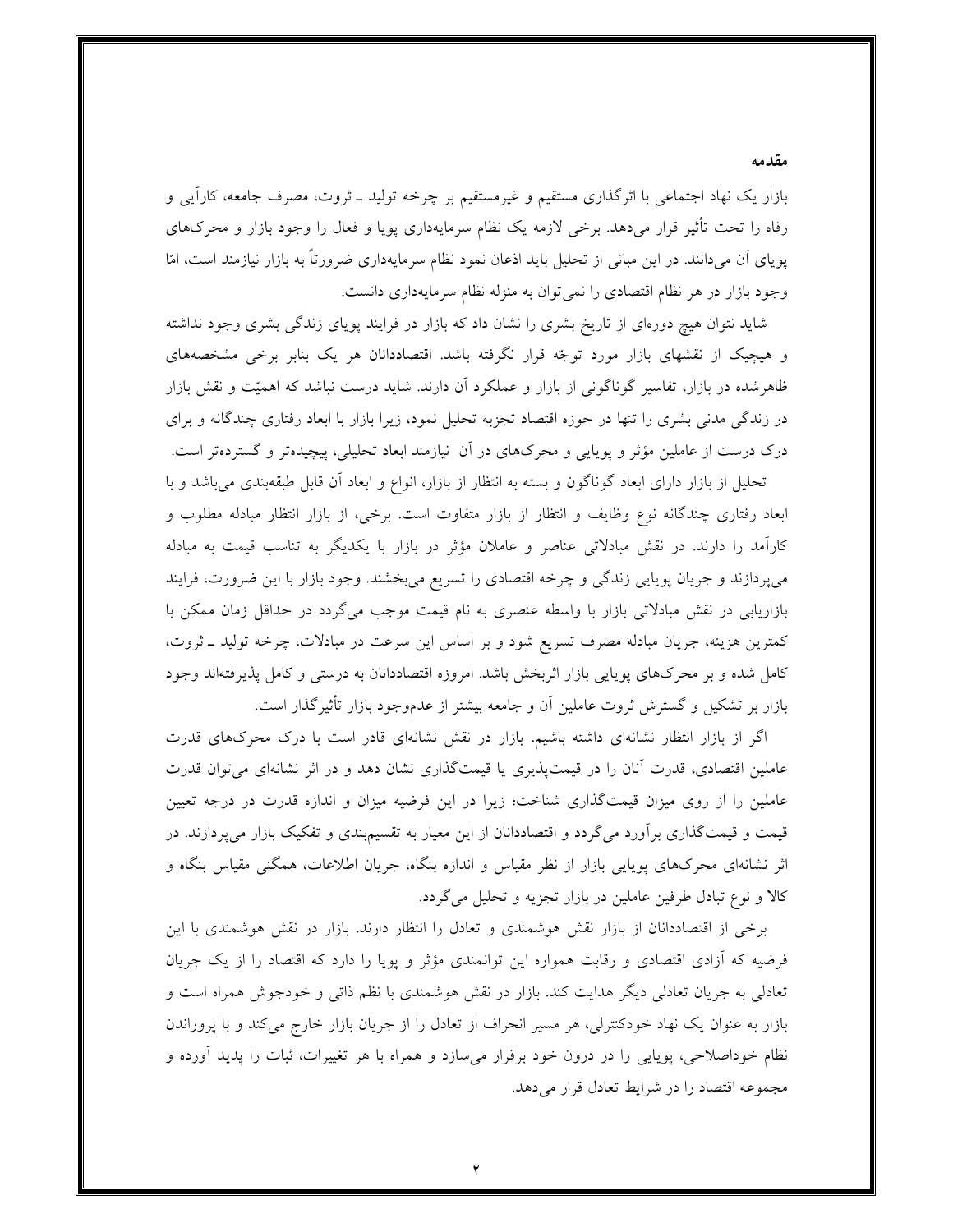## مقدمه

بازار یک نهاد اجتماعی با اثرگذاری مستقیم و غیرمستقیم بر چرخه تولید ـ ثروت، مصرف جامعه، کارآیی و رفاه را تحت تأثیر قرار می‌دهد. برخی لازمه یک نظام سرمایه‌داری پویا و فعال را وجود بازار و محرک‌های پویای آن می‌دانند. در این مبانی از تحلیل باید اذعان نمود نظام سرمایه‌داری ضرورتاً به بازار نیازمند است، امّا وجود بازار در هر نظام اقتصادی را نمی‌توان به منزله نظام سرمایه‌داری دانست.

شاید نتوان هیچ دوره‌ای از تاریخ بشری را نشان داد که بازار در فرایند پویای زندگی بشری وجود نداشته و هیچیک از نقشهای بازار مورد توجّه قرار نگرفته باشد. اقتصاددانان هر یک بنابر برخی مشخصه‌های ظاهرشده در بازار، تفاسیر گوناگونی از بازار و عملکرد آن دارند. شاید درست نباشد که اهمیّت و نقش بازار در زندگی مدنی بشری را تنها در حوزه اقتصاد تجزیه تحلیل نمود، زیرا بازار با ابعاد رفتاری چندگانه و برای درک درست از عاملین مؤثر و پویایی و محرک‌های در آن نیازمند ابعاد تحلیلی، پیچیده‌تر و گسترده‌تر است.

تحلیل از بازار دارای ابعاد گوناگون و بسته به انتظار از بازار، انواع و ابعاد آن قابل طبقه‌بندی می‌باشد و با ابعاد رفتاری چندگانه نوع وظایف و انتظار از بازار متفاوت است. برخی، از بازار انتظار مبادله مطلوب و کارآمد را دارند. در نقش مبادلاتی عناصر و عاملان مؤثر در بازار با یکدیگر به تناسب قیمت به مبادله می‌پردازند و جریان پویایی زندگی و چرخه اقتصادی را تسریع می‌بخشند. وجود بازار با این ضرورت، فرایند بازاریابی در نقش مبادلاتی بازار با واسطه عنصری به نام قیمت موجب می‌گردد در حداقل زمان ممکن با کمترین هزینه، جریان مبادله مصرف تسریع شود و بر اساس این سرعت در مبادلات، چرخه تولید ـ ثروت، کامل شده و بر محرک‌های پویایی بازار اثربخش باشد. امروزه اقتصاددانان به درستی و کامل پذیرفته‌اند وجود بازار بر تشکیل و گسترش ثروت عاملین آن و جامعه بیشتر از عدم‌وجود بازار تأثیرگذار است.

اگر از بازار انتظار نشانه‌ای داشته باشیم، بازار در نقش نشانه‌ای قادر است با درک محرک‌های قدرت عاملین اقتصادی، قدرت آنان را در قیمت‌پذیری یا قیمت‌گذاری نشان دهد و در اثر نشانه‌ای می‌توان قدرت عاملین را از روی میزان قیمت‌گذاری شناخت؛ زیرا در این فرضیه میزان و اندازه قدرت در درجه تعیین قیمت و قیمت‌گذاری برآورد می‌گردد و اقتصاددانان از این معیار به تقسیم‌بندی و تفکیک بازار می‌پردازند. در اثر نشانه‌ای محرک‌های پویایی بازار از نظر مقیاس و اندازه بنگاه، جریان اطلاعات، همگنی مقیاس بنگاه و کالا و نوع تبادل طرفین عاملین در بازار تجزیه و تحلیل می‌گردد.

برخی از اقتصاددانان از بازار نقش هوشمندی و تعادل را انتظار دارند. بازار در نقش هوشمندی با این فرضیه که آزادی اقتصادی و رقابت همواره این توانمندی مؤثر و پویا را دارد که اقتصاد را از یک جریان تعادلی به جریان تعادلی دیگر هدایت کند. بازار در نقش هوشمندی با نظم ذاتی و خودجوش همراه است و بازار به عنوان یک نهاد خودکنترلی، هر مسیر انحراف از تعادل را از جریان بازار خارج می‌کند و با پروراندن نظام خوداصلاحی، پویایی را در درون خود برقرار می‌سازد و همراه با هر تغییرات، ثبات را پدید آورده و مجموعه اقتصاد را در شرایط تعادل قرار می‌دهد.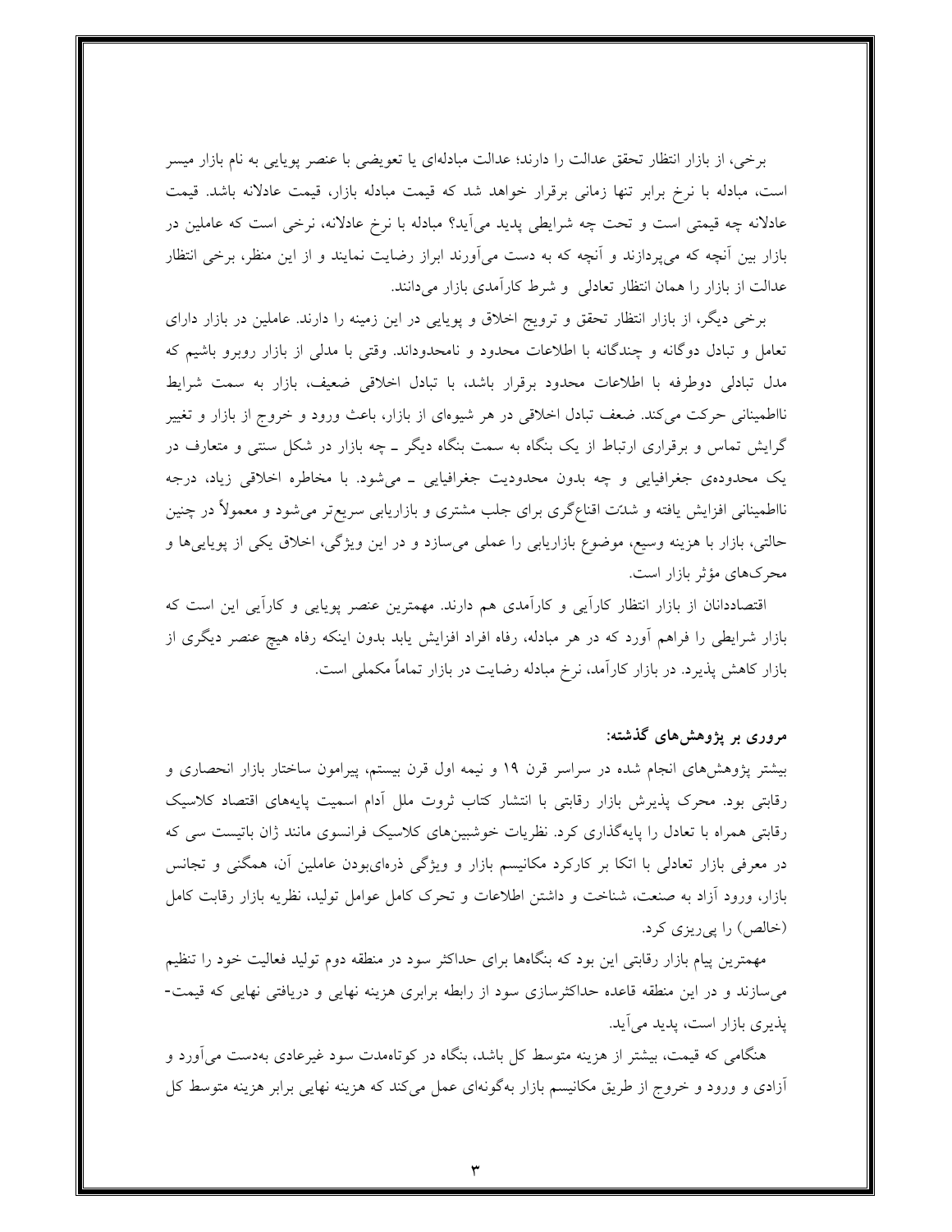برخی، از بازار انتظار تحقق عدالت را دارند؛ عدالت مبادله‌ای یا تعویضی با عنصر پویایی به نام بازار میسر است، مبادله با نرخ برابر تنها زمانی برقرار خواهد شد که قیمت مبادله بازار، قیمت عادلانه باشد. قیمت عادلانه چه قیمتی است و تحت چه شرایطی پدید می‌آید؟ مبادله با نرخ عادلانه، نرخی است که عاملین در بازار بین آنچه که می‌پردازند و آنچه که به دست می‌آورند ابراز رضایت نمایند و از این منظر، برخی انتظار عدالت از بازار را همان انتظار تعادلی و شرط کارآمدی بازار می‌دانند.

برخی دیگر، از بازار انتظار تحقق و ترویج اخلاق و پویایی در این زمینه را دارند. عاملین در بازار دارای تعامل و تبادل دوگانه و چندگانه با اطلاعات محدود و نامحدوداند. وقتی با مدلی از بازار روبرو باشیم که مدل تبادلی دوطرفه با اطلاعات محدود برقرار باشد، با تبادل اخلاقی ضعیف، بازار به سمت شرایط نااطمینانی حرکت می‌کند. ضعف تبادل اخلاقی در هر شیوه‌ای از بازار، باعث ورود و خروج از بازار و تغییر گرایش تماس و برقراری ارتباط از یک بنگاه به سمت بنگاه دیگر ـ چه بازار در شکل سنتی و متعارف در یک محدوده‌ی جغرافیایی و چه بدون محدودیت جغرافیایی ـ می‌شود. با مخاطره اخلاقی زیاد، درجه نااطمینانی افزایش یافته و شدّت اقناع‌گری برای جلب مشتری و بازاریابی سریع‌تر می‌شود و معمولاً در چنین حالتی، بازار با هزینه وسیع، موضوع بازاریابی را عملی می‌سازد و در این ویژگی، اخلاق یکی از پویایی‌ها و محرک‌های مؤثر بازار است.

اقتصاددانان از بازار انتظار کارآیی و کارآمدی هم دارند. مهمترین عنصر پویایی و کارآیی این است که بازار شرایطی را فراهم آورد که در هر مبادله، رفاه افراد افزایش یابد بدون اینکه رفاه هیچ عنصر دیگری از بازار کاهش پذیرد. در بازار کارآمد، نرخ مبادله رضایت در بازار تماماً مکملی است.

### مروری بر پژوهش‌های گذشته:

بیشتر پژوهش‌های انجام شده در سراسر قرن ۱۹ و نیمه اول قرن بیستم، پیرامون ساختار بازار انحصاری و رقابتی بود. محرک پذیرش بازار رقابتی با انتشار کتاب ثروت ملل آدام اسمیت پایه‌های اقتصاد کلاسیک رقابتی همراه با تعادل را پایه‌گذاری کرد. نظریات خوشبین‌های کلاسیک فرانسوی مانند ژان باتیست سی که در معرفی بازار تعادلی با اتکا بر کارکرد مکانیسم بازار و ویژگی ذره‌ای‌بودن عاملین آن، همگنی و تجانس بازار، ورود آزاد به صنعت، شناخت و داشتن اطلاعات و تحرک کامل عوامل تولید، نظریه بازار رقابت کامل (خالص) را پی‌ریزی کرد.

مهمترین پیام بازار رقابتی این بود که بنگاه‌ها برای حداکثر سود در منطقه دوم تولید فعالیت خود را تنظیم می‌سازند و در این منطقه قاعده حداکثرسازی سود از رابطه برابری هزینه نهایی و دریافتی نهایی که قیمت-پذیری بازار است، پدید می‌آید.

هنگامی که قیمت، بیشتر از هزینه متوسط کل باشد، بنگاه در کوتاه‌مدت سود غیرعادی به‌دست می‌آورد و آزادی و ورود و خروج از طریق مکانیسم بازار به‌گونه‌ای عمل می‌کند که هزینه نهایی برابر هزینه متوسط کل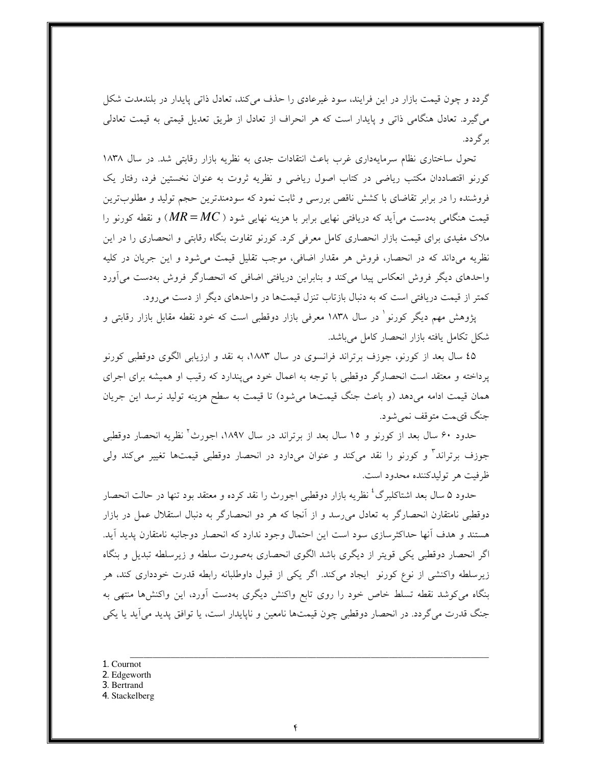گردد و چون قیمت بازار در این فرایند، سود غیرعادی را حذف می‌کند، تعادل ذاتی پایدار در بلندمدت شکل می‌گیرد. تعادل هنگامی ذاتی و پایدار است که هر انحراف از تعادل از طریق تعدیل قیمتی به قیمت تعادلی برگردد.

تحول ساختاری نظام سرمایه‌داری غرب باعث انتقادات جدی به نظریه بازار رقابتی شد. در سال ۱۸۳۸ کورنو اقتصاددان مکتب ریاضی در کتاب اصول ریاضی و نظریه ثروت به عنوان نخستین فرد، رفتار یک فروشنده را در برابر تقاضای با کشش ناقص بررسی و ثابت نمود که سودمندترین حجم تولید و مطلوب‌ترین قیمت هنگامی به‌دست می‌آید که دریافتی نهایی برابر با هزینه نهایی شود ($MR = MC$) و نقطه کورنو را ملاک مفیدی برای قیمت بازار انحصاری کامل معرفی کرد. کورنو تفاوت بنگاه رقابتی و انحصاری را در این نظریه می‌داند که در انحصار، فروش هر مقدار اضافی، موجب تقلیل قیمت می‌شود و این جریان در کلیه واحدهای دیگر فروش انعکاس پیدا می‌کند و بنابراین دریافتی اضافی که انحصارگر فروش به‌دست می‌آورد کمتر از قیمت دریافتی است که به دنبال بازتاب تنزل قیمت‌ها در واحدهای دیگر از دست می‌رود.

پژوهش مهم دیگر کورنو[1] در سال ۱۸۳۸ معرفی بازار دوقطبی است که خود نقطه مقابل بازار رقابتی و شکل تکامل یافته بازار انحصار کامل می‌باشد.

۴۵ سال بعد از کورنو، جوزف برتراند فرانسوی در سال ۱۸۸۳، به نقد و ارزیابی الگوی دوقطبی کورنو پرداخته و معتقد است انحصارگر دوقطبی با توجه به اعمال خود می‌پندارد که رقیب او همیشه برای اجرای همان قیمت ادامه می‌دهد (و باعث جنگ قیمت‌ها می‌شود) تا قیمت به سطح هزینه تولید نرسد این جریان جنگ قی‌مت متوقف نمی‌شود.

حدود ۶۰ سال بعد از کورنو و ۱۵ سال بعد از برتراند در سال ۱۸۹۷، اجورث[2] نظریه انحصار دوقطبی جوزف برتراند[3] و کورنو را نقد می‌کند و عنوان می‌دارد در انحصار دوقطبی قیمت‌ها تغییر می‌کند ولی ظرفیت هر تولیدکننده محدود است.

حدود ۵ سال بعد اشتاکلبرگ[4] نظریه بازار دوقطبی اجورث را نقد کرده و معتقد بود تنها در حالت انحصار دوقطبی نامتقارن انحصارگر به تعادل می‌رسد و از آنجا که هر دو انحصارگر به دنبال استقلال عمل در بازار هستند و هدف آنها حداکثرسازی سود است این احتمال وجود ندارد که انحصار دوجانبه نامتقارن پدید آید. اگر انحصار دوقطبی یکی قویتر از دیگری باشد الگوی انحصاری به‌صورت سلطه و زیرسلطه تبدیل و بنگاه زیرسلطه واکنشی از نوع کورنو ایجاد می‌کند. اگر یکی از قبول داوطلبانه رابطه قدرت خودداری کند، هر بنگاه می‌کوشد نقطه تسلط خاص خود را روی تابع واکنش دیگری به‌دست آورد، این واکنش‌ها منتهی به جنگ قدرت می‌گردد. در انحصار دوقطبی چون قیمت‌ها نامعین و ناپایدار است، یا توافق پدید می‌آید یا یکی

---

1. Cournot
2. Edgeworth
3. Bertrand
4. Stackelberg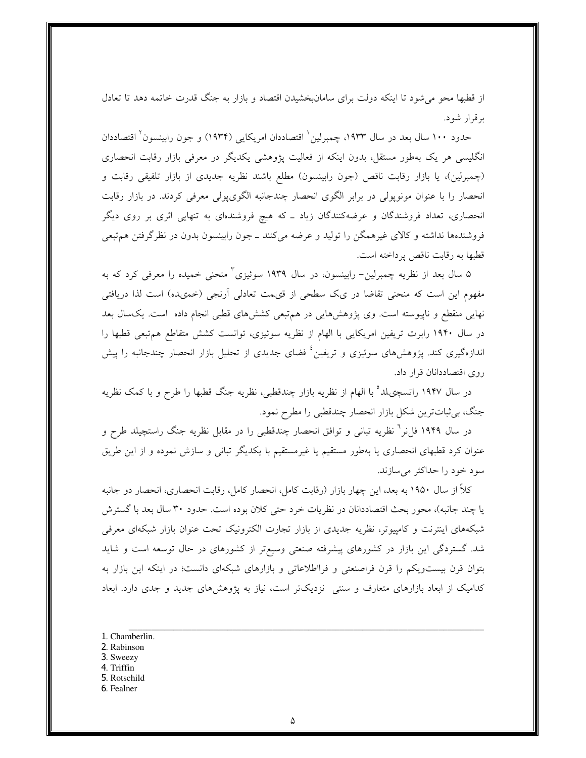از قطبها محو می‌شود تا اینکه دولت برای سامان‌بخشیدن اقتصاد و بازار به جنگ قدرت خاتمه دهد تا تعادل برقرار شود.

حدود ۱۰۰ سال بعد در سال ۱۹۳۳، چمبرلین[1] اقتصاددان امریکایی (۱۹۳۴) و جون رابینسون[2] اقتصاددان انگلیسی هر یک به‌طور مستقل، بدون اینکه از فعالیت پژوهشی یکدیگر در معرفی بازار رقابت انحصاری (چمبرلین)، یا بازار رقابت ناقص (جون رابینسون) مطلع باشند نظریه جدیدی از بازار تلفیقی رقابت و انحصار را با عنوان مونوپولی در برابر الگوی انحصار چندجانبه الگوی‌پولی معرفی کردند. در بازار رقابت انحصاری، تعداد فروشندگان و عرضه‌کنندگان زیاد ـ که هیچ فروشنده‌ای به تنهایی اثری بر روی دیگر فروشنده‌ها نداشته و کالای غیرهمگن را تولید و عرضه می‌کنند ـ جون رابینسون بدون در نظرگرفتن هم‌تبعی قطبها به رقابت ناقص پرداخته است.

۵ سال بعد از نظریه چمبرلین- رابینسون، در سال ۱۹۳۹ سوئیزی[3] منحنی خمیده را معرفی کرد که به مفهوم این است که منحنی تقاضا در یک سطحی از قیمت تعادلی آرنجی (خمیده) است لذا دریافتی نهایی منقطع و ناپیوسته است. وی پژوهش‌هایی در هم‌تبعی کشش‌های قطبی انجام داده است. یک‌سال بعد در سال ۱۹۴۰ رابرت تریفین امریکایی با الهام از نظریه سوئیزی، توانست کشش متقاطع هم‌تبعی قطبها را اندازه‌گیری کند. پژوهش‌های سوئیزی و تریفین[4] فضای جدیدی از تحلیل بازار انحصار چندجانبه را پیش روی اقتصاددانان قرار داد.

در سال ۱۹۴۷ راتسچیلد[5] با الهام از نظریه بازار چندقطبی، نظریه جنگ قطبها را طرح و با کمک نظریه جنگ، بی‌ثبات‌ترین شکل بازار انحصار چندقطبی را مطرح نمود.

در سال ۱۹۴۹ فلنر[6] نظریه تبانی و توافق انحصار چندقطبی را در مقابل نظریه جنگ راستچیلد طرح و عنوان کرد قطبهای انحصاری یا به‌طور مستقیم یا غیرمستقیم با یکدیگر تبانی و سازش نموده و از این طریق سود خود را حداکثر می‌سازند.

کلاً از سال ۱۹۵۰ به بعد، این چهار بازار (رقابت کامل، انحصار کامل، رقابت انحصاری، انحصار دو جانبه یا چند جانبه)، محور بحث اقتصاددانان در نظریات خرد حتی کلان بوده است. حدود ۳۰ سال بعد با گسترش شبکه‌های اینترنت و کامپیوتر، نظریه جدیدی از بازار تجارت الکترونیک تحت عنوان بازار شبکه‌ای معرفی شد. گستردگی این بازار در کشورهای پیشرفته صنعتی وسیع‌تر از کشورهای در حال توسعه است و شاید بتوان قرن بیست‌ویکم را قرن فراصنعتی و فرااطلاعاتی و بازارهای شبکه‌ای دانست؛ در اینکه این بازار به کدامیک از ابعاد بازارهای متعارف و سنتی نزدیک‌تر است، نیاز به پژوهش‌های جدید و جدی دارد. ابعاد

---

1. Chamberlin.
2. Rabinson
3. Sweezy
4. Triffin
5. Rotschild
6. Fealner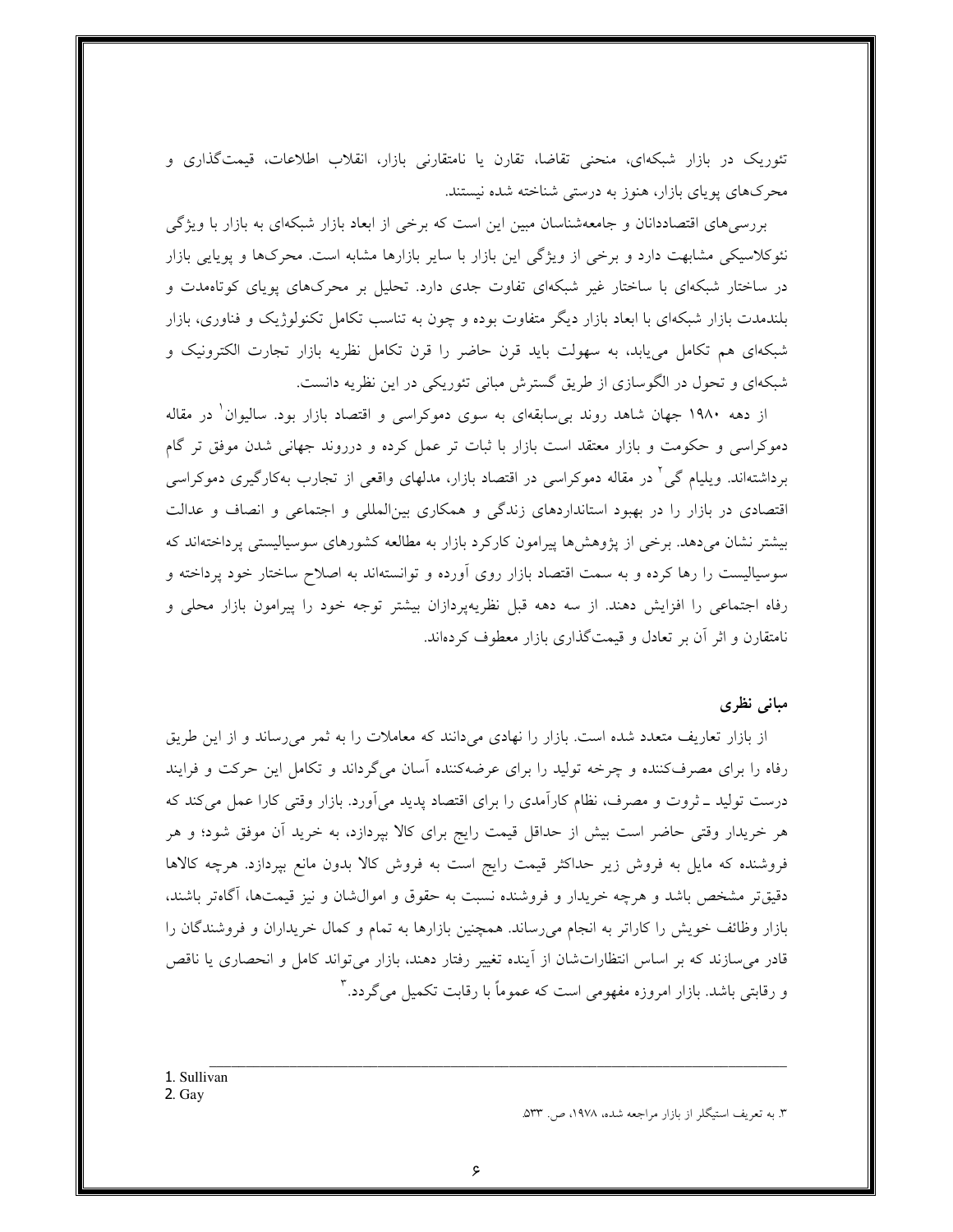تئوریک در بازار شبکه‌ای، منحنی تقاضا، تقارن یا نامتقارنی بازار، انقلاب اطلاعات، قیمت‌گذاری و محرک‌های پویای بازار، هنوز به درستی شناخته شده نیستند.

بررسی‌های اقتصاددانان و جامعه‌شناسان مبین این است که برخی از ابعاد بازار شبکه‌ای به بازار با ویژگی نئوکلاسیکی مشابهت دارد و برخی از ویژگی این بازار با سایر بازارها مشابه است. محرک‌ها و پویایی بازار در ساختار شبکه‌ای با ساختار غیر شبکه‌ای تفاوت جدی دارد. تحلیل بر محرک‌های پویای کوتاه‌مدت و بلندمدت بازار شبکه‌ای با ابعاد بازار دیگر متفاوت بوده و چون به تناسب تکامل تکنولوژیک و فناوری، بازار شبکه‌ای هم تکامل می‌یابد، به سهولت باید قرن حاضر را قرن تکامل نظریه بازار تجارت الکترونیک و شبکه‌ای و تحول در الگوسازی از طریق گسترش مبانی تئوریکی در این نظریه دانست.

از دهه ۱۹۸۰ جهان شاهد روند بی‌سابقه‌ای به سوی دموکراسی و اقتصاد بازار بود. سالیوان[1] در مقاله دموکراسی و حکومت و بازار معتقد است بازار با ثبات تر عمل کرده و درروند جهانی شدن موفق تر گام برداشته‌اند. ویلیام گی[2] در مقاله دموکراسی در اقتصاد بازار، مدلهای واقعی از تجارب به‌کارگیری دموکراسی اقتصادی در بازار را در بهبود استانداردهای زندگی و همکاری بین‌المللی و اجتماعی و انصاف و عدالت بیشتر نشان می‌دهد. برخی از پژوهش‌ها پیرامون کارکرد بازار به مطالعه کشورهای سوسیالیستی پرداخته‌اند که سوسیالیست را رها کرده و به سمت اقتصاد بازار روی آورده و توانسته‌اند به اصلاح ساختار خود پرداخته و رفاه اجتماعی را افزایش دهند. از سه دهه قبل نظریه‌پردازان بیشتر توجه خود را پیرامون بازار محلی و نامتقارن و اثر آن بر تعادل و قیمت‌گذاری بازار معطوف کرده‌اند.

## مبانی نظری

از بازار تعاریف متعدد شده است. بازار را نهادی می‌دانند که معاملات را به ثمر می‌رساند و از این طریق رفاه را برای مصرف‌کننده و چرخه تولید را برای عرضه‌کننده آسان می‌گرداند و تکامل این حرکت و فرایند درست تولید ـ ثروت و مصرف، نظام کارآمدی را برای اقتصاد پدید می‌آورد. بازار وقتی کارا عمل می‌کند که هر خریدار وقتی حاضر است بیش از حداقل قیمت رایج برای کالا بپردازد، به خرید آن موفق شود؛ و هر فروشنده که مایل به فروش زیر حداکثر قیمت رایج است به فروش کالا بدون مانع بپردازد. هرچه کالاها دقیق‌تر مشخص باشد و هرچه خریدار و فروشنده نسبت به حقوق و اموال‌شان و نیز قیمت‌ها، آگاه‌تر باشند، بازار وظائف خویش را کاراتر به انجام می‌رساند. همچنین بازارها به تمام و کمال خریداران و فروشندگان را قادر می‌سازند که بر اساس انتظارات‌شان از آینده تغییر رفتار دهند، بازار می‌تواند کامل و انحصاری یا ناقص و رقابتی باشد. بازار امروزه مفهومی است که عموماً با رقابت تکمیل می‌گردد.[3]

---

1. Sullivan
2. Gay

۳. به تعریف استیگلر از بازار مراجعه شده، ۱۹۷۸، ص. ۵۳۳.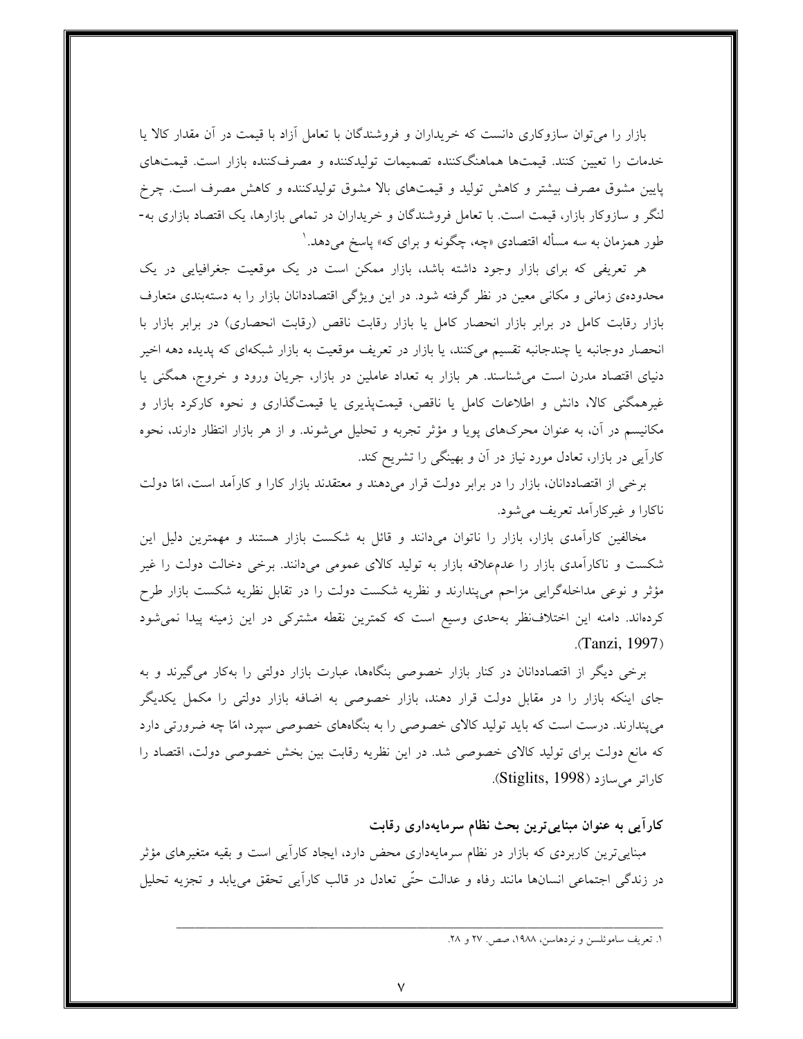بازار را می‌توان سازوکاری دانست که خریداران و فروشندگان با تعامل آزاد با قیمت در آن مقدار کالا یا خدمات را تعیین کنند. قیمت‌ها هماهنگ‌کننده تصمیمات تولیدکننده و مصرف‌کننده بازار است. قیمت‌های پایین مشوق مصرف بیشتر و کاهش تولید و قیمت‌های بالا مشوق تولیدکننده و کاهش مصرف است. چرخ لنگر و سازوکار بازار، قیمت است. با تعامل فروشندگان و خریداران در تمامی بازارها، یک اقتصاد بازاری به‌طور همزمان به سه مسأله اقتصادی «چه، چگونه و برای که» پاسخ می‌دهد.[1]

هر تعریفی که برای بازار وجود داشته باشد، بازار ممکن است در یک موقعیت جغرافیایی در یک محدوده‌ی زمانی و مکانی معین در نظر گرفته شود. در این ویژگی اقتصاددانان بازار را به دسته‌بندی متعارف بازار رقابت کامل در برابر بازار انحصار کامل یا بازار رقابت ناقص (رقابت انحصاری) در برابر بازار با انحصار دوجانبه یا چندجانبه تقسیم می‌کنند، یا بازار در تعریف موقعیت به بازار شبکه‌ای که پدیده دهه اخیر دنیای اقتصاد مدرن است می‌شناسند. هر بازار به تعداد عاملین در بازار، جریان ورود و خروج، همگنی یا غیرهمگنی کالا، دانش و اطلاعات کامل یا ناقص، قیمت‌پذیری یا قیمت‌گذاری و نحوه کارکرد بازار و مکانیسم در آن، به عنوان محرک‌های پویا و مؤثر تجربه و تحلیل می‌شوند. و از هر بازار انتظار دارند، نحوه کارآیی در بازار، تعادل مورد نیاز در آن و بهینگی را تشریح کند.

برخی از اقتصاددانان، بازار را در برابر دولت قرار می‌دهند و معتقدند بازار کارا و کارآمد است، امّا دولت ناکارا و غیرکارآمد تعریف می‌شود.

مخالفین کارآمدی بازار، بازار را ناتوان می‌دانند و قائل به شکست بازار هستند و مهمترین دلیل این شکست و ناکارآمدی بازار را عدم‌علاقه بازار به تولید کالای عمومی می‌دانند. برخی دخالت دولت را غیر مؤثر و نوعی مداخله‌گرایی مزاحم می‌پندارند و نظریه شکست دولت را در تقابل نظریه شکست بازار طرح کرده‌اند. دامنه این اختلاف‌نظر به‌حدی وسیع است که کمترین نقطه مشترکی در این زمینه پیدا نمی‌شود (Tanzi, 1997).

برخی دیگر از اقتصاددانان در کنار بازار خصوصی بنگاه‌ها، عبارت بازار دولتی را به‌کار می‌گیرند و به جای اینکه بازار را در مقابل دولت قرار دهند، بازار خصوصی به اضافه بازار دولتی را مکمل یکدیگر می‌پندارند. درست است که باید تولید کالای خصوصی را به بنگاه‌های خصوصی سپرد، امّا چه ضرورتی دارد که مانع دولت برای تولید کالای خصوصی شد. در این نظریه رقابت بین بخش خصوصی دولت، اقتصاد را کاراتر می‌سازد (Stiglits, 1998).

### کارآیی به عنوان مبنایی‌ترین بحث نظام سرمایه‌داری رقابت

مبنایی‌ترین کاربردی که بازار در نظام سرمایه‌داری محض دارد، ایجاد کارآیی است و بقیه متغیرهای مؤثر در زندگی اجتماعی انسان‌ها مانند رفاه و عدالت حتّی تعادل در قالب کارآیی تحقق می‌یابد و تجزیه تحلیل

---

۱. تعریف ساموئلسن و نردهاسن، ۱۹۸۸، صص. ۲۷ و ۲۸.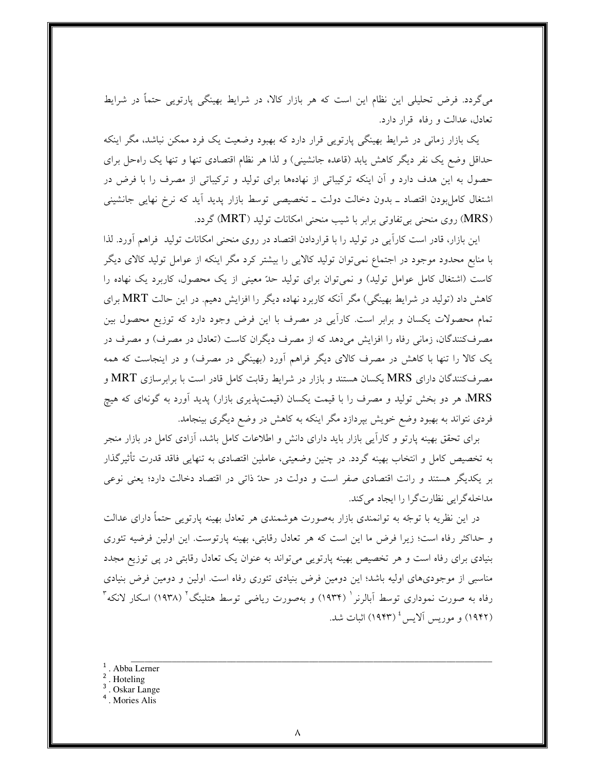می‌گردد. فرض تحلیلی این نظام این است که هر بازار کالا، در شرایط بهینگی پارتویی حتماً در شرایط تعادل، عدالت و رفاه قرار دارد.

یک بازار زمانی در شرایط بهینگی پارتویی قرار دارد که بهبود وضعیت یک فرد ممکن نباشد، مگر اینکه حداقل وضع یک نفر دیگر کاهش یابد (قاعده جانشینی) و لذا هر نظام اقتصادی تنها و تنها یک راه‌حل برای حصول به این هدف دارد و آن اینکه ترکیباتی از نهاده‌ها برای تولید و ترکیباتی از مصرف را با فرض در اشتغال کامل‌بودن اقتصاد ـ بدون دخالت دولت ـ تخصیصی توسط بازار پدید آید که نرخ نهایی جانشینی (MRS) روی منحنی بی‌تفاوتی برابر با شیب منحنی امکانات تولید (MRT) گردد.

این بازار، قادر است کارآیی در تولید را با قراردادن اقتصاد در روی منحنی امکانات تولید فراهم آورد. لذا با منابع محدود موجود در اجتماع نمی‌توان تولید کالایی را بیشتر کرد مگر اینکه از عوامل تولید کالای دیگر کاست (اشتغال کامل عوامل تولید) و نمی‌توان برای تولید حدّ معینی از یک محصول، کاربرد یک نهاده را کاهش داد (تولید در شرایط بهینگی) مگر آنکه کاربرد نهاده دیگر را افزایش دهیم. در این حالت MRT برای تمام محصولات یکسان و برابر است. کارآیی در مصرف با این فرض وجود دارد که توزیع محصول بین مصرف‌کنندگان، زمانی رفاه را افزایش می‌دهد که از مصرف دیگران کاست (تعادل در مصرف) و مصرف در یک کالا را تنها با کاهش در مصرف کالای دیگر فراهم آورد (بهینگی در مصرف) و در اینجاست که همه مصرف‌کنندگان دارای MRS یکسان هستند و بازار در شرایط رقابت کامل قادر است با برابرسازی MRT و MRS، هر دو بخش تولید و مصرف را با قیمت یکسان (قیمت‌پذیری بازار) پدید آورد به گونه‌ای که هیچ فردی نتواند به بهبود وضع خویش بپردازد مگر اینکه به کاهش در وضع دیگری بینجامد.

برای تحقق بهینه پارتو و کارآیی بازار باید دارای دانش و اطلاعات کامل باشد، آزادی کامل در بازار منجر به تخصیص کامل و انتخاب بهینه گردد. در چنین وضعیتی، عاملین اقتصادی به تنهایی فاقد قدرت تأثیرگذار بر یکدیگر هستند و رانت اقتصادی صفر است و دولت در حدّ ذاتی در اقتصاد دخالت دارد؛ یعنی نوعی مداخله‌گرایی نظارت‌گرا را ایجاد می‌کند.

در این نظریه با توجّه به توانمندی بازار به‌صورت هوشمندی هر تعادل بهینه پارتویی حتماً دارای عدالت و حداکثر رفاه است؛ زیرا فرض ما این است که هر تعادل رقابتی، بهینه پارتوست. این اولین فرضیه تئوری بنیادی برای رفاه است و هر تخصیص بهینه پارتویی می‌تواند به عنوان یک تعادل رقابتی در پی توزیع مجدد مناسبی از موجودی‌های اولیه باشد؛ این دومین فرض بنیادی تئوری رفاه است. اولین و دومین فرض بنیادی رفاه به صورت نموداری توسط آبالرنر[1] (۱۹۳۴) و به‌صورت ریاضی توسط هتلینگ[2] (۱۹۳۸) اسکار لانکه[3] (۱۹۴۲) و موریس آلایس[4] (۱۹۴۳) اثبات شد.

---

[1]. Abba Lerner

[2]. Hoteling

[3]. Oskar Lange

[4]. Mories Alis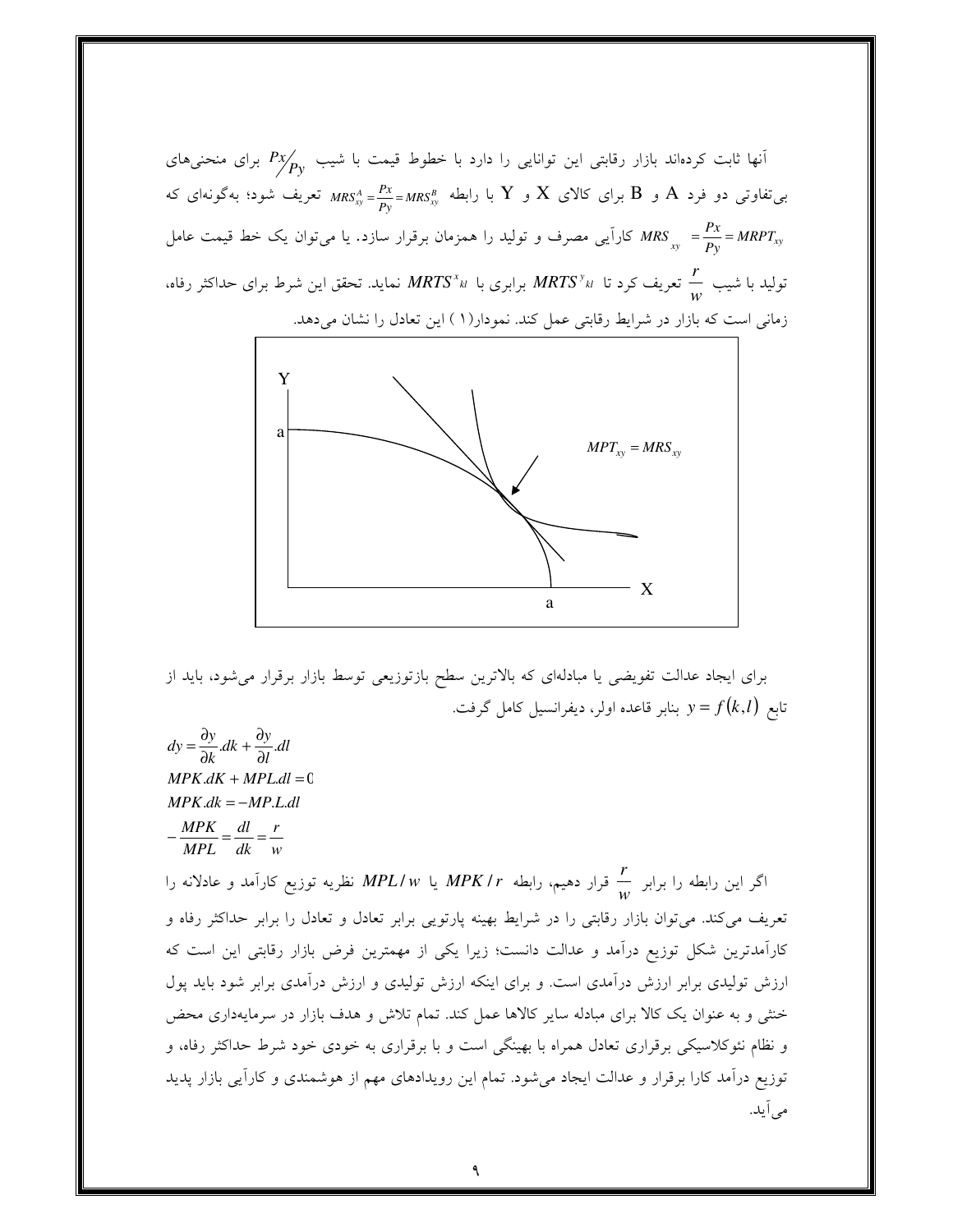آنها ثابت کرده‌اند بازار رقابتی این توانایی را دارد با خطوط قیمت با شیب $P_x/P_y$ برای منحنی‌های بی‌تفاوتی دو فرد A و B برای کالای X و Y با رابطه $MRS^A_{xy} = \frac{P_x}{P_y} = MRS^B_{xy}$ تعریف شود؛ به‌گونه‌ای که $MRS_{xy} = \frac{P_x}{P_y} = MRPT_{xy}$ کارآیی مصرف و تولید را همزمان برقرار سازد. یا می‌توان یک خط قیمت عامل تولید با شیب $\frac{r}{w}$ تعریف کرد تا $MRTS^{y}{}_{kl}$ برابری با $MRTS^{x}{}_{kl}$ نماید. تحقق این شرط برای حداکثر رفاه، زمانی است که بازار در شرایط رقابتی عمل کند. نمودار(۱) این تعادل را نشان می‌دهد.

برای ایجاد عدالت تفویضی یا مبادله‌ای که بالاترین سطح بازتوزیعی توسط بازار برقرار می‌شود، باید از تابع $y = f(k,l)$ بنابر قاعده اولر، دیفرانسیل کامل گرفت.

$$dy = \frac{\partial y}{\partial k}.dk + \frac{\partial y}{\partial l}.dl$$
$$MPK.dK + MPL.dl = 0$$
$$MPK.dk = -MP.L.dl$$
$$-\frac{MPK}{MPL} = \frac{dl}{dk} = \frac{r}{w}$$

اگر این رابطه را برابر $\frac{r}{w}$ قرار دهیم، رابطه $MPK/r$ یا $MPL/w$ نظریه توزیع کارآمد و عادلانه را تعریف می‌کند. می‌توان بازار رقابتی را در شرایط بهینه پارتویی برابر تعادل و تعادل را برابر حداکثر رفاه و کارآمدترین شکل توزیع درآمد و عدالت دانست؛ زیرا یکی از مهمترین فرض بازار رقابتی این است که ارزش تولیدی برابر ارزش درآمدی است. و برای اینکه ارزش تولیدی و ارزش درآمدی برابر شود باید پول خنثی و به عنوان یک کالا برای مبادله سایر کالاها عمل کند. تمام تلاش و هدف بازار در سرمایه‌داری محض و نظام نئوکلاسیکی برقراری تعادل همراه با بهینگی است و با برقراری به خودی خود شرط حداکثر رفاه، و توزیع درآمد کارا برقرار و عدالت ایجاد می‌شود. تمام این رویدادهای مهم از هوشمندی و کارآیی بازار پدید می‌آید.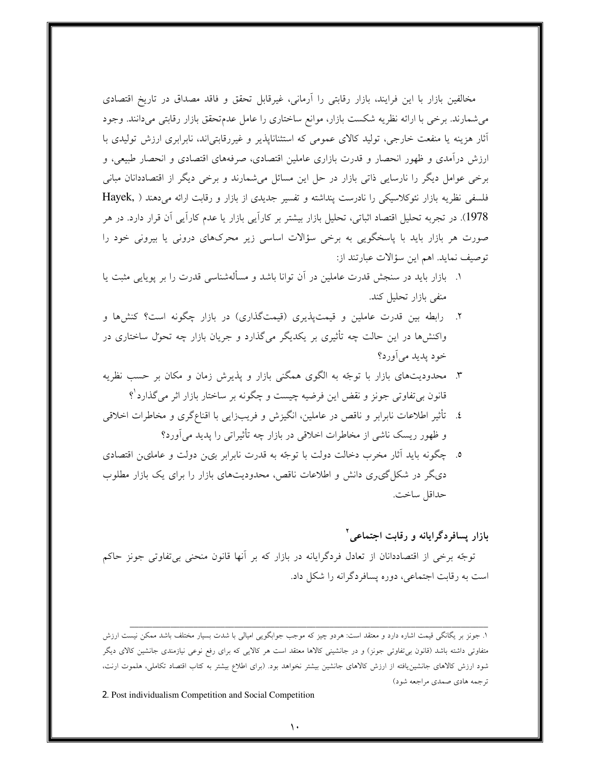مخالفین بازار با این فرایند، بازار رقابتی را آرمانی، غیرقابل تحقق و فاقد مصداق در تاریخ اقتصادی می‌شمارند. برخی با ارائه نظریه شکست بازار، موانع ساختاری را عامل عدم‌تحقق بازار رقابتی می‌دانند. وجود آثار هزینه یا منفعت خارجی، تولید کالای عمومی که استثناناپذیر و غیررقابتی‌اند، نابرابری ارزش تولیدی با ارزش درآمدی و ظهور انحصار و قدرت بازاری عاملین اقتصادی، صرفه‌های اقتصادی و انحصار طبیعی، و برخی عوامل دیگر را نارسایی ذاتی بازار در حل این مسائل می‌شمارند و برخی دیگر از اقتصاددانان مبانی فلسفی نظریه بازار نئوکلاسیکی را نادرست پنداشته و تفسیر جدیدی از بازار و رقابت ارائه می‌دهند (Hayek, 1978). در تجربه تحلیل اقتصاد اثباتی، تحلیل بازار بیشتر بر کارآیی بازار یا عدم کارآیی آن قرار دارد. در هر صورت هر بازار باید با پاسخگویی به برخی سؤالات اساسی زیر محرک‌های درونی یا بیرونی خود را توصیف نماید. اهم این سؤالات عبارتند از:

۱. بازار باید در سنجش قدرت عاملین در آن توانا باشد و مسأله‌شناسی قدرت را بر پویایی مثبت یا منفی بازار تحلیل کند.

۲. رابطه بین قدرت عاملین و قیمت‌پذیری (قیمت‌گذاری) در بازار چگونه است؟ کنش‌ها و واکنش‌ها در این حالت چه تأثیری بر یکدیگر می‌گذارد و جریان بازار چه تحوّل ساختاری در خود پدید می‌آورد؟

۳. محدودیت‌های بازار با توجّه به الگوی همگنی بازار و پذیرش زمان و مکان بر حسب نظریه قانون بی‌تفاوتی جونز و نقض این فرضیه چیست و چگونه بر ساختار بازار اثر می‌گذارد[1]؟

۴. تأثیر اطلاعات نابرابر و ناقص در عاملین، انگیزش و فریب‌زایی با اقناع‌گری و مخاطرات اخلاقی و ظهور ریسک ناشی از مخاطرات اخلاقی در بازار چه تأثیراتی را پدید می‌آورد؟

۵. چگونه باید آثار مخرب دخالت دولت با توجّه به قدرت نابرابر بین دولت و عاملین اقتصادی دیگر در شکل‌گیری دانش و اطلاعات ناقص، محدودیت‌های بازار را برای یک بازار مطلوب حداقل ساخت.

## بازار پسافردگرایانه و رقابت اجتماعی[2]

توجّه برخی از اقتصاددانان از تعادل فردگرایانه در بازار که بر آنها قانون منحنی بی‌تفاوتی جونز حاکم است به رقابت اجتماعی، دوره پسافردگرانه را شکل داد.

---

۱. جونز بر یگانگی قیمت اشاره دارد و معتقد است: هردو چیز که موجب جوابگویی امیالی با شدت بسیار مختلف باشد ممکن نیست ارزش متفاوتی داشته باشد (قانون بی‌تفاوتی جونز) و در جانشینی کالاها معتقد است هر کالایی که برای رفع نوعی نیازمندی جانشین کالای دیگر شود ارزش کالاهای جانشین‌یافته از ارزش کالاهای جانشین بیشتر نخواهد بود. (برای اطلاع بیشتر به کتاب اقتصاد تکاملی، هلموت ارنت، ترجمه هادی صمدی مراجعه شود)

2. Post individualism Competition and Social Competition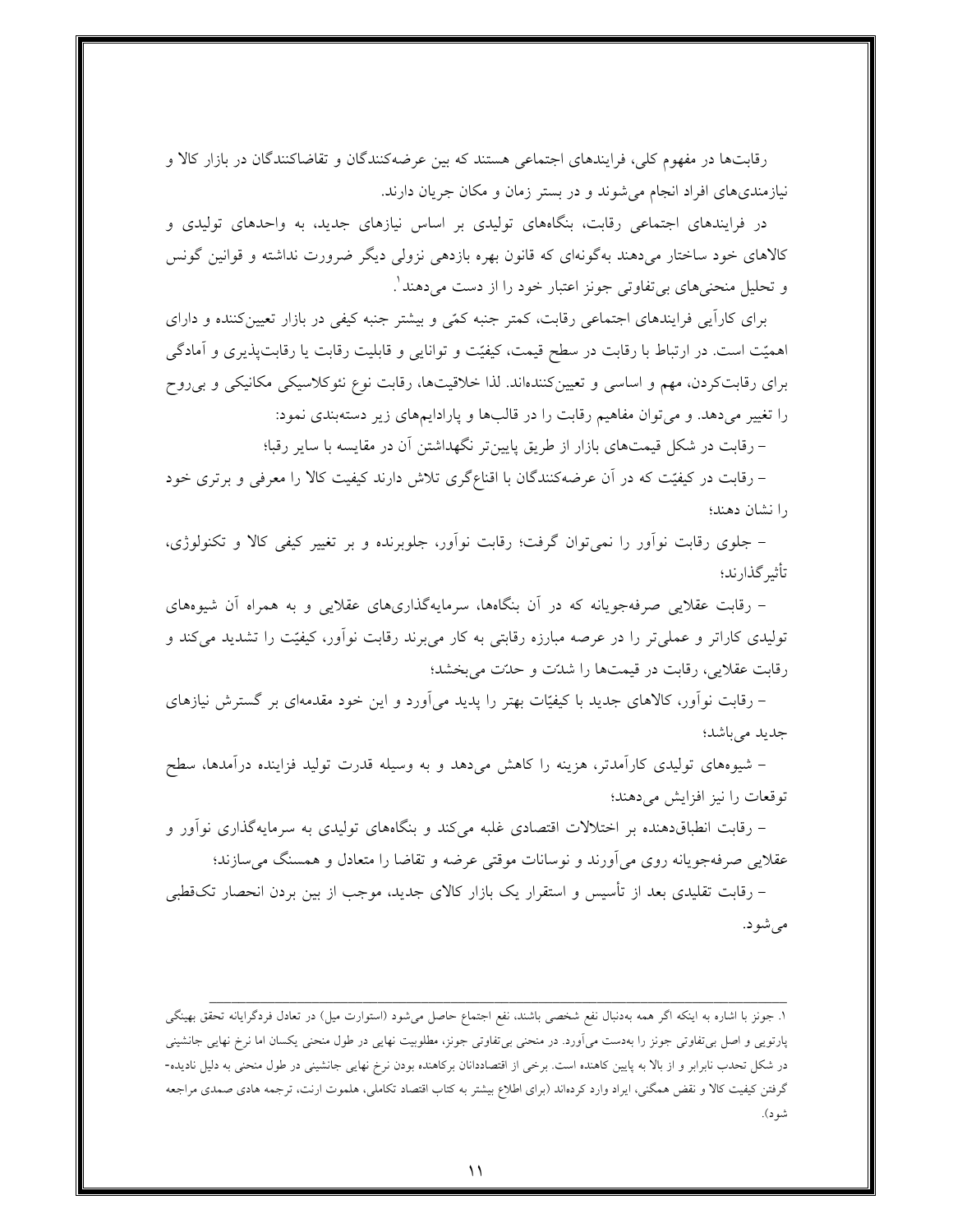رقابت‌ها در مفهوم کلی، فرایندهای اجتماعی هستند که بین عرضه‌کنندگان و تقاضاکنندگان در بازار کالا و نیازمندی‌های افراد انجام می‌شوند و در بستر زمان و مکان جریان دارند.

در فرایندهای اجتماعی رقابت، بنگاه‌های تولیدی بر اساس نیازهای جدید، به واحدهای تولیدی و کالاهای خود ساختار می‌دهند به‌گونه‌ای که قانون بهره بازدهی نزولی دیگر ضرورت نداشته و قوانین گونس و تحلیل منحنی‌های بی‌تفاوتی جونز اعتبار خود را از دست می‌دهند[1].

برای کارآیی فرایندهای اجتماعی رقابت، کمتر جنبه کمّی و بیشتر جنبه کیفی در بازار تعیین‌کننده و دارای اهمیّت است. در ارتباط با رقابت در سطح قیمت، کیفیّت و توانایی و قابلیت رقابت یا رقابت‌پذیری و آمادگی برای رقابت‌کردن، مهم و اساسی و تعیین‌کننده‌اند. لذا خلاقیت‌ها، رقابت نوع نئوکلاسیکی مکانیکی و بی‌روح را تغییر می‌دهد. و می‌توان مفاهیم رقابت را در قالب‌ها و پارادایم‌های زیر دسته‌بندی نمود:

- رقابت در شکل قیمت‌های بازار از طریق پایین‌تر نگهداشتن آن در مقایسه با سایر رقبا؛
- رقابت در کیفیّت که در آن عرضه‌کنندگان با اقناع‌گری تلاش دارند کیفیت کالا را معرفی و برتری خود را نشان دهند؛
- جلوی رقابت نوآور را نمی‌توان گرفت؛ رقابت نوآور، جلوبرنده و بر تغییر کیفی کالا و تکنولوژی، تأثیرگذارند؛
- رقابت عقلایی صرفه‌جویانه که در آن بنگاه‌ها، سرمایه‌گذاری‌های عقلایی و به همراه آن شیوه‌های تولیدی کاراتر و عملی‌تر را در عرصه مبارزه رقابتی به کار می‌برند رقابت نوآور، کیفیّت را تشدید می‌کند و رقابت عقلایی، رقابت در قیمت‌ها را شدّت و حدّت می‌بخشد؛
- رقابت نوآور، کالاهای جدید با کیفیّات بهتر را پدید می‌آورد و این خود مقدمه‌ای بر گسترش نیازهای جدید می‌باشد؛
- شیوه‌های تولیدی کارآمدتر، هزینه را کاهش می‌دهد و به وسیله قدرت تولید فزاینده درآمدها، سطح توقعات را نیز افزایش می‌دهند؛
- رقابت انطباق‌دهنده بر اختلالات اقتصادی غلبه می‌کند و بنگاه‌های تولیدی به سرمایه‌گذاری نوآور و عقلایی صرفه‌جویانه روی می‌آورند و نوسانات موقتی عرضه و تقاضا را متعادل و همسنگ می‌سازند؛
- رقابت تقلیدی بعد از تأسیس و استقرار یک بازار کالای جدید، موجب از بین بردن انحصار تک‌قطبی می‌شود.

---

[1] جونز با اشاره به اینکه اگر همه به‌دنبال نفع شخصی باشند، نفع اجتماع حاصل می‌شود (استوارت میل) در تعادل فردگرایانه تحقق بهینگی پارتویی و اصل بی‌تفاوتی جونز را به‌دست می‌آورد. در منحنی بی‌تفاوتی جونز، مطلوبیت نهایی در طول منحنی یکسان اما نرخ نهایی جانشینی در شکل تحدب نابرابر و از بالا به پایین کاهنده است. برخی از اقتصاددانان برکاهنده بودن نرخ نهایی جانشینی در طول منحنی به دلیل نادیده‌گرفتن کیفیت کالا و نقض همگنی، ایراد وارد کرده‌اند (برای اطلاع بیشتر به کتاب اقتصاد تکاملی، هلموت ارنت، ترجمه هادی صمدی مراجعه شود).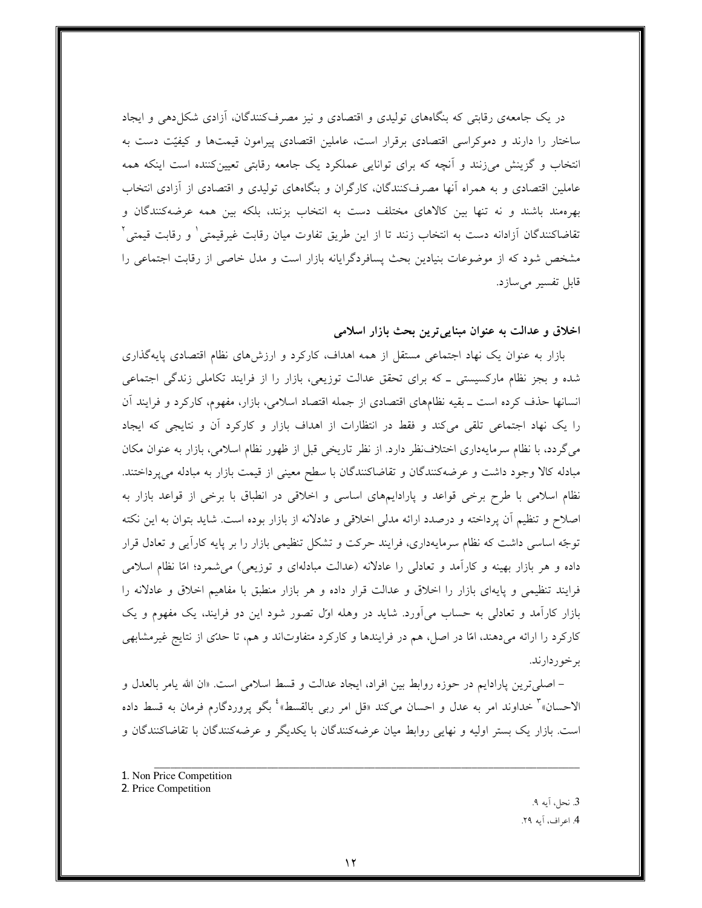در یک جامعه‌ی رقابتی که بنگاه‌های تولیدی و اقتصادی و نیز مصرف‌کنندگان، آزادی شکل‌دهی و ایجاد ساختار را دارند و دموکراسی اقتصادی برقرار است، عاملین اقتصادی پیرامون قیمت‌ها و کیفیّت دست به انتخاب و گزینش می‌زنند و آنچه که برای توانایی عملکرد یک جامعه رقابتی تعیین‌کننده است اینکه همه عاملین اقتصادی و به همراه آنها مصرف‌کنندگان، کارگران و بنگاه‌های تولیدی و اقتصادی از آزادی انتخاب بهره‌مند باشند و نه تنها بین کالاهای مختلف دست به انتخاب بزنند، بلکه بین همه عرضه‌کنندگان و تقاضاکنندگان آزادانه دست به انتخاب زنند تا از این طریق تفاوت میان رقابت غیرقیمتی[1] و رقابت قیمتی[2] مشخص شود که از موضوعات بنیادین بحث پسافردگرایانه بازار است و مدل خاصی از رقابت اجتماعی را قابل تفسیر می‌سازد.

### اخلاق و عدالت به عنوان مبنایی‌ترین بحث بازار اسلامی

بازار به عنوان یک نهاد اجتماعی مستقل از همه اهداف، کارکرد و ارزش‌های نظام اقتصادی پایه‌گذاری شده و بجز نظام مارکسیستی ـ که برای تحقق عدالت توزیعی، بازار را از فرایند تکاملی زندگی اجتماعی انسانها حذف کرده است ـ بقیه نظام‌های اقتصادی از جمله اقتصاد اسلامی، بازار، مفهوم، کارکرد و فرایند آن را یک نهاد اجتماعی تلقی می‌کند و فقط در انتظارات از اهداف بازار و کارکرد آن و نتایجی که ایجاد می‌گردد، با نظام سرمایه‌داری اختلاف‌نظر دارد. از نظر تاریخی قبل از ظهور نظام اسلامی، بازار به عنوان مکان مبادله کالا وجود داشت و عرضه‌کنندگان و تقاضاکنندگان با سطح معینی از قیمت بازار به مبادله می‌پرداختند. نظام اسلامی با طرح برخی قواعد و پارادایم‌های اساسی و اخلاقی در انطباق با برخی از قواعد بازار به اصلاح و تنظیم آن پرداخته و درصدد ارائه مدلی اخلاقی و عادلانه از بازار بوده است. شاید بتوان به این نکته توجّه اساسی داشت که نظام سرمایه‌داری، فرایند حرکت و تشکل تنظیمی بازار را بر پایه کارآیی و تعادل قرار داده و هر بازار بهینه و کارآمد و تعادلی را عادلانه (عدالت مبادله‌ای و توزیعی) می‌شمرد؛ امّا نظام اسلامی فرایند تنظیمی و پایه‌ای بازار را اخلاق و عدالت قرار داده و هر بازار منطبق با مفاهیم اخلاق و عادلانه را بازار کارآمد و تعادلی به حساب می‌آورد. شاید در وهله اوّل تصور شود این دو فرایند، یک مفهوم و یک کارکرد را ارائه می‌دهند، امّا در اصل، هم در فرایندها و کارکرد متفاوت‌اند و هم، تا حدّی از نتایج غیرمشابهی برخوردارند.

– اصلی‌ترین پارادایم در حوزه روابط بین افراد، ایجاد عدالت و قسط اسلامی است. «ان الله یامر بالعدل و الاحسان»[3] خداوند امر به عدل و احسان می‌کند «قل امر ربی بالقسط»[4] بگو پروردگارم فرمان به قسط داده است. بازار یک بستر اولیه و نهایی روابط میان عرضه‌کنندگان با یکدیگر و عرضه‌کنندگان با تقاضاکنندگان و

---

1. Non Price Competition
2. Price Competition

3. نحل، آیه ۹.
4. اعراف، آیه ۲۹.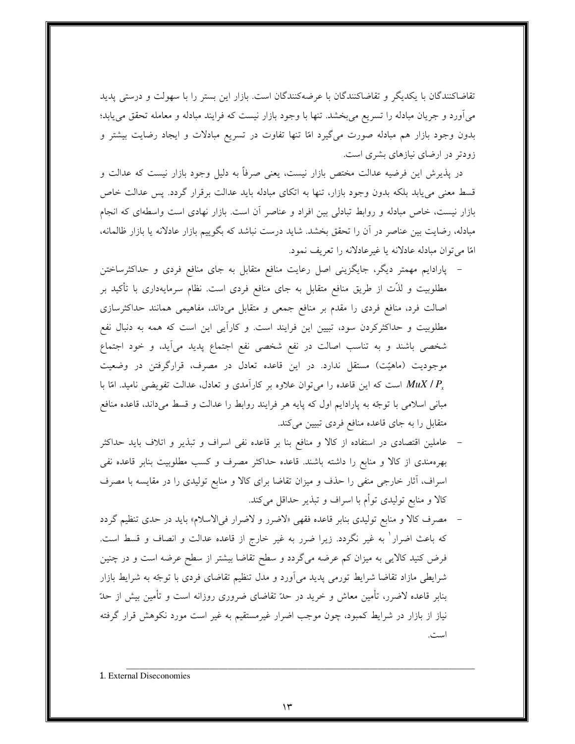تقاضاکنندگان با یکدیگر و تقاضاکنندگان با عرضه‌کنندگان است. بازار این بستر را با سهولت و درستی پدید می‌آورد و جریان مبادله را تسریع می‌بخشد. تنها با وجود بازار نیست که فرایند مبادله و معامله تحقق می‌یابد؛ بدون وجود بازار هم مبادله صورت می‌گیرد امّا تنها تفاوت در تسریع مبادلات و ایجاد رضایت بیشتر و زودتر در ارضای نیازهای بشری است.

در پذیرش این فرضیه عدالت مختص بازار نیست، یعنی صرفاً به دلیل وجود بازار نیست که عدالت و قسط معنی می‌یابد بلکه بدون وجود بازار، تنها به اتکای مبادله باید عدالت برقرار گردد. پس عدالت خاص بازار نیست، خاص مبادله و روابط تبادلی بین افراد و عناصر آن است. بازار نهادی است واسطه‌ای که انجام مبادله، رضایت بین عناصر در آن را تحقق بخشد. شاید درست نباشد که بگوییم بازار عادلانه یا بازار ظالمانه، امّا می‌توان مبادله عادلانه یا غیرعادلانه را تعریف نمود.

- پارادایم مهمتر دیگر، جایگزینی اصل رعایت منافع متقابل به جای منافع فردی و حداکثرساختن مطلوبیت و لذّت از طریق منافع متقابل به جای منافع فردی است. نظام سرمایه‌داری با تأکید بر اصالت فرد، منافع فردی را مقدم بر منافع جمعی و متقابل می‌داند، مفاهیمی همانند حداکثرسازی مطلوبیت و حداکثرکردن سود، تبیین این فرایند است. و کارآیی این است که همه به دنبال نفع شخصی باشند و به تناسب اصالت در نفع شخصی نفع اجتماع پدید می‌آید، و خود اجتماع موجودیت (ماهیّت) مستقل ندارد. در این قاعده تعادل در مصرف، قرارگرفتن در وضعیت $MuX / P_x$ است که این قاعده را می‌توان علاوه بر کارآمدی و تعادل، عدالت تفویضی نامید. امّا با مبانی اسلامی با توجّه به پارادایم اول که پایه هر فرایند روابط را عدالت و قسط می‌داند، قاعده منافع متقابل را به جای قاعده منافع فردی تبیین می‌کند.
- عاملین اقتصادی در استفاده از کالا و منافع بنا بر قاعده نفی اسراف و تبذیر و اتلاف باید حداکثر بهره‌مندی از کالا و منابع را داشته باشند. قاعده حداکثر مصرف و کسب مطلوبیت بنابر قاعده نفی اسراف، آثار خارجی منفی را حذف و میزان تقاضا برای کالا و منابع تولیدی را در مقایسه با مصرف کالا و منابع تولیدی توأم با اسراف و تبذیر حداقل می‌کند.
- مصرف کالا و منابع تولیدی بنابر قاعده فقهی «لاضرر و لاضرار فی‌الاسلام» باید در حدی تنظیم گردد که باعث اضرار[1] به غیر نگردد. زیرا ضرر به غیر خارج از قاعده عدالت و انصاف و قسط است. فرض کنید کالایی به میزان کم عرضه می‌گردد و سطح تقاضا بیشتر از سطح عرضه است و در چنین شرایطی مازاد تقاضا شرایط تورمی پدید می‌آورد و مدل تنظیم تقاضای فردی با توجّه به شرایط بازار بنابر قاعده لاضرر، تأمین معاش و خرید در حدّ تقاضای ضروری روزانه است و تأمین بیش از حدّ نیاز از بازار در شرایط کمبود، چون موجب اضرار غیرمستقیم به غیر است مورد نکوهش قرار گرفته است.

---

1. External Diseconomies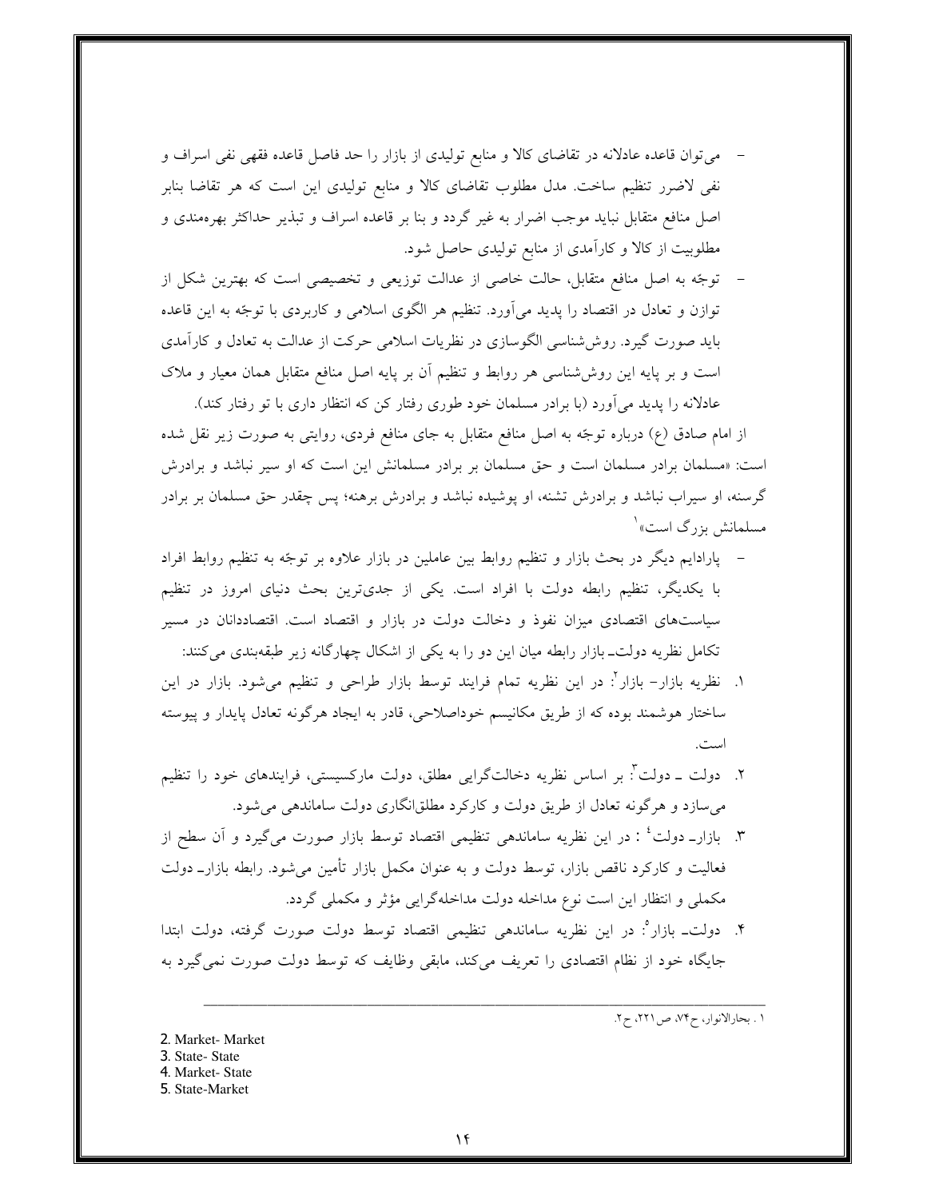- می‌توان قاعده عادلانه در تقاضای کالا و منابع تولیدی از بازار را حد فاصل قاعده فقهی نفی اسراف و نفی لاضرر تنظیم ساخت. مدل مطلوب تقاضای کالا و منابع تولیدی این است که هر تقاضا بنابر اصل منافع متقابل نباید موجب اضرار به غیر گردد و بنا بر قاعده اسراف و تبذیر حداکثر بهره‌مندی و مطلوبیت از کالا و کارآمدی از منابع تولیدی حاصل شود.
- توجّه به اصل منافع متقابل، حالت خاصی از عدالت توزیعی و تخصیصی است که بهترین شکل از توازن و تعادل در اقتصاد را پدید می‌آورد. تنظیم هر الگوی اسلامی و کاربردی با توجّه به این قاعده باید صورت گیرد. روش‌شناسی الگوسازی در نظریات اسلامی حرکت از عدالت به تعادل و کارآمدی است و بر پایه این روش‌شناسی هر روابط و تنظیم آن بر پایه اصل منافع متقابل همان معیار و ملاک عادلانه را پدید می‌آورد (با برادر مسلمان خود طوری رفتار کن که انتظار داری با تو رفتار کند).

از امام صادق (ع) درباره توجّه به اصل منافع متقابل به جای منافع فردی، روایتی به صورت زیر نقل شده است: «مسلمان برادر مسلمان است و حق مسلمان بر برادر مسلمانش این است که او سیر نباشد و برادرش گرسنه، او سیراب نباشد و برادرش تشنه، او پوشیده نباشد و برادرش برهنه؛ پس چقدر حق مسلمان بر برادر مسلمانش بزرگ است»[1]

- پارادایم دیگر در بحث بازار و تنظیم روابط بین عاملین در بازار علاوه بر توجّه به تنظیم روابط افراد با یکدیگر، تنظیم رابطه دولت با افراد است. یکی از جدی‌ترین بحث دنیای امروز در تنظیم سیاست‌های اقتصادی میزان نفوذ و دخالت دولت در بازار و اقتصاد است. اقتصاددانان در مسیر تکامل نظریه دولت- بازار رابطه میان این دو را به یکی از اشکال چهارگانه زیر طبقه‌بندی می‌کنند:

۱. نظریه بازار- بازار[2]: در این نظریه تمام فرایند توسط بازار طراحی و تنظیم می‌شود. بازار در این ساختار هوشمند بوده که از طریق مکانیسم خوداصلاحی، قادر به ایجاد هرگونه تعادل پایدار و پیوسته است.

۲. دولت - دولت[3]: بر اساس نظریه دخالت‌گرایی مطلق، دولت مارکسیستی، فرایندهای خود را تنظیم می‌سازد و هرگونه تعادل از طریق دولت و کارکرد مطلق‌انگاری دولت ساماندهی می‌شود.

۳. بازار- دولت[4]: در این نظریه ساماندهی تنظیمی اقتصاد توسط بازار صورت می‌گیرد و آن سطح از فعالیت و کارکرد ناقص بازار، توسط دولت و به عنوان مکمل بازار تأمین می‌شود. رابطه بازار- دولت مکملی و انتظار این است نوع مداخله دولت مداخله‌گرایی مؤثر و مکملی گردد.

۴. دولت- بازار[5]: در این نظریه ساماندهی تنظیمی اقتصاد توسط دولت صورت گرفته، دولت ابتدا جایگاه خود از نظام اقتصادی را تعریف می‌کند، مابقی وظایف که توسط دولت صورت نمی‌گیرد به

---

۱. بحارالانوار، ج۷۴، ص۲۲۱، ح۲.

2. Market- Market
3. State- State
4. Market- State
5. State-Market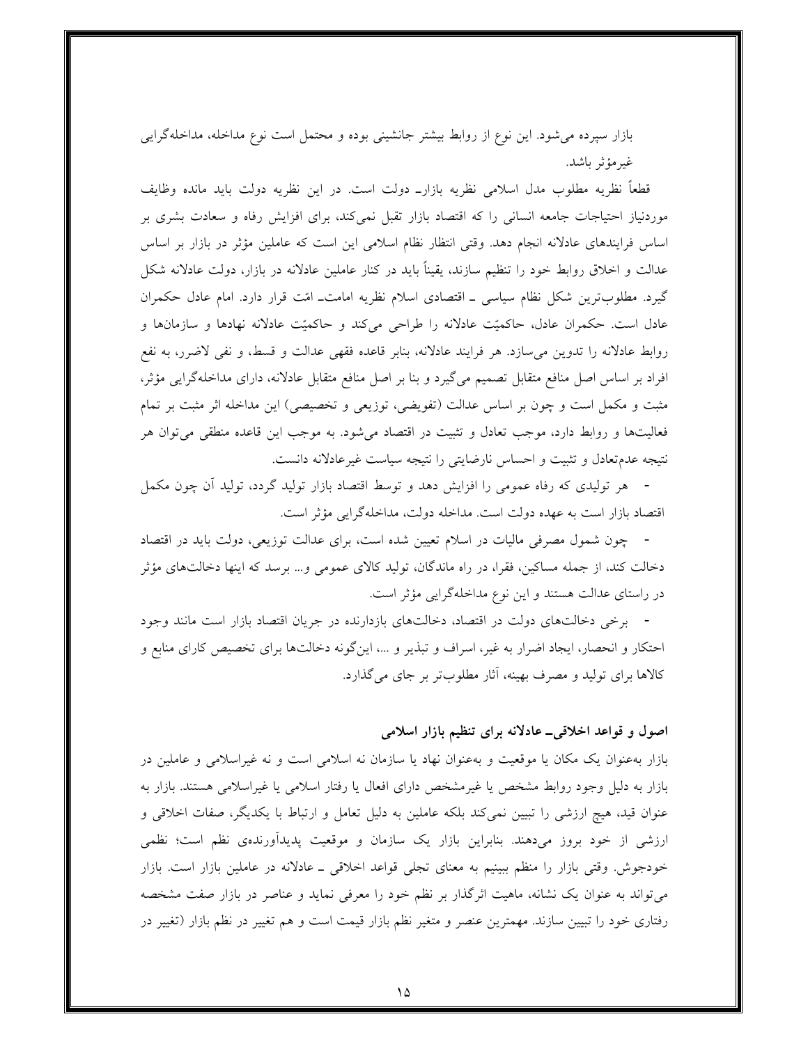بازار سپرده می‌شود. این نوع از روابط بیشتر جانشینی بوده و محتمل است نوع مداخله، مداخله‌گرایی غیرمؤثر باشد.

قطعاً نظریه مطلوب مدل اسلامی نظریه بازارـ دولت است. در این نظریه دولت باید مانده وظایف موردنیاز احتیاجات جامعه انسانی را که اقتصاد بازار تقبل نمی‌کند، برای افزایش رفاه و سعادت بشری بر اساس فرایندهای عادلانه انجام دهد. وقتی انتظار نظام اسلامی این است که عاملین مؤثر در بازار بر اساس عدالت و اخلاق روابط خود را تنظیم سازند، یقیناً باید در کنار عاملین عادلانه در بازار، دولت عادلانه شکل گیرد. مطلوب‌ترین شکل نظام سیاسی ـ اقتصادی اسلام نظریه امامت‌ـ امّت قرار دارد. امام عادل حکمران عادل است. حکمران عادل، حاکمیّت عادلانه را طراحی می‌کند و حاکمیّت عادلانه نهادها و سازمان‌ها و روابط عادلانه را تدوین می‌سازد. هر فرایند عادلانه، بنابر قاعده فقهی عدالت و قسط، و نفی لاضرر، به نفع افراد بر اساس اصل منافع متقابل تصمیم می‌گیرد و بنا بر اصل منافع متقابل عادلانه، دارای مداخله‌گرایی مؤثر، مثبت و مکمل است و چون بر اساس عدالت (تفویضی، توزیعی و تخصیصی) این مداخله اثر مثبت بر تمام فعالیت‌ها و روابط دارد، موجب تعادل و تثبیت در اقتصاد می‌شود. به موجب این قاعده منطقی می‌توان هر نتیجه عدم‌تعادل و تثبیت و احساس نارضایتی را نتیجه سیاست غیرعادلانه دانست.

- هر تولیدی که رفاه عمومی را افزایش دهد و توسط اقتصاد بازار تولید گردد، تولید آن چون مکمل اقتصاد بازار است به عهده دولت است. مداخله دولت، مداخله‌گرایی مؤثر است.

- چون شمول مصرفی مالیات در اسلام تعیین شده است، برای عدالت توزیعی، دولت باید در اقتصاد دخالت کند، از جمله مساکین، فقرا، در راه ماندگان، تولید کالای عمومی و... برسد که اینها دخالت‌های مؤثر در راستای عدالت هستند و این نوع مداخله‌گرایی مؤثر است.

- برخی دخالت‌های دولت در اقتصاد، دخالت‌های بازدارنده در جریان اقتصاد بازار است مانند وجود احتکار و انحصار، ایجاد اضرار به غیر، اسراف و تبذیر و ...، این‌گونه دخالت‌ها برای تخصیص کارای منابع و کالاها برای تولید و مصرف بهینه، آثار مطلوب‌تر بر جای می‌گذارد.

### اصول و قواعد اخلاقی‌ـ عادلانه برای تنظیم بازار اسلامی

بازار به‌عنوان یک مکان یا موقعیت و به‌عنوان نهاد یا سازمان نه اسلامی است و نه غیراسلامی و عاملین در بازار به دلیل وجود روابط مشخص یا غیرمشخص دارای افعال یا رفتار اسلامی یا غیراسلامی هستند. بازار به عنوان قید، هیچ ارزشی را تبیین نمی‌کند بلکه عاملین به دلیل تعامل و ارتباط با یکدیگر، صفات اخلاقی و ارزشی از خود بروز می‌دهند. بنابراین بازار یک سازمان و موقعیت پدیدآورنده‌ی نظم است؛ نظمی خودجوش. وقتی بازار را منظم ببینیم به معنای تجلی قواعد اخلاقی ـ عادلانه در عاملین بازار است. بازار می‌تواند به عنوان یک نشانه، ماهیت اثرگذار بر نظم خود را معرفی نماید و عناصر در بازار صفت مشخصه رفتاری خود را تبیین سازند. مهمترین عنصر و متغیر نظم بازار قیمت است و هم تغییر در نظم بازار (تغییر در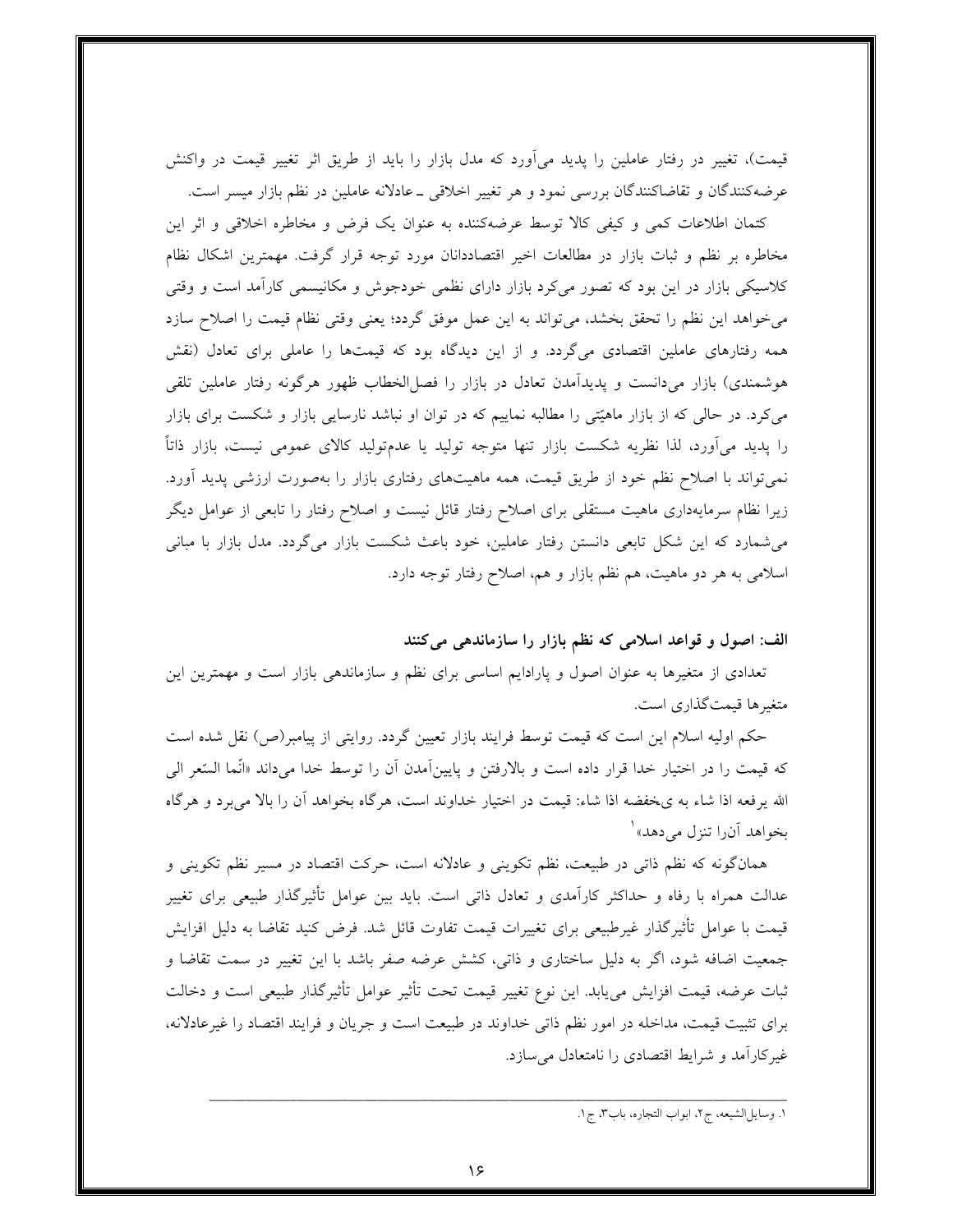قیمت)، تغییر در رفتار عاملین را پدید می‌آورد که مدل بازار را باید از طریق اثر تغییر قیمت در واکنش عرضه‌کنندگان و تقاضاکنندگان بررسی نمود و هر تغییر اخلاقی ـ عادلانه عاملین در نظم بازار میسر است.

کتمان اطلاعات کمی و کیفی کالا توسط عرضه‌کننده به عنوان یک فرض و مخاطره اخلاقی و اثر این مخاطره بر نظم و ثبات بازار در مطالعات اخیر اقتصاددانان مورد توجه قرار گرفت. مهمترین اشکال نظام کلاسیکی بازار در این بود که تصور می‌کرد بازار دارای نظمی خودجوش و مکانیسمی کارآمد است و وقتی می‌خواهد این نظم را تحقق بخشد، می‌تواند به این عمل موفق گردد؛ یعنی وقتی نظام قیمت را اصلاح سازد همه رفتارهای عاملین اقتصادی می‌گردد. و از این دیدگاه بود که قیمت‌ها را عاملی برای تعادل (نقش هوشمندی) بازار می‌دانست و پدیدآمدن تعادل در بازار را فصل‌الخطاب ظهور هرگونه رفتار عاملین تلقی می‌کرد. در حالی که از بازار ماهیّتی را مطالبه نماییم که در توان او نباشد نارسایی بازار و شکست برای بازار را پدید می‌آورد، لذا نظریه شکست بازار تنها متوجه تولید یا عدم‌تولید کالای عمومی نیست، بازار ذاتاً نمی‌تواند با اصلاح نظم خود از طریق قیمت، همه ماهیت‌های رفتاری بازار را به‌صورت ارزشی پدید آورد. زیرا نظام سرمایه‌داری ماهیت مستقلی برای اصلاح رفتار قائل نیست و اصلاح رفتار را تابعی از عوامل دیگر می‌شمارد که این شکل تابعی دانستن رفتار عاملین، خود باعث شکست بازار می‌گردد. مدل بازار با مبانی اسلامی به هر دو ماهیت، هم نظم بازار و هم، اصلاح رفتار توجه دارد.

**الف: اصول و قواعد اسلامی که نظم بازار را سازماندهی می‌کنند**

تعدادی از متغیرها به عنوان اصول و پارادایم اساسی برای نظم و سازماندهی بازار است و مهمترین این متغیرها قیمت‌گذاری است.

حکم اولیه اسلام این است که قیمت توسط فرایند بازار تعیین گردد. روایتی از پیامبر(ص) نقل شده است که قیمت را در اختیار خدا قرار داده است و بالارفتن و پایین‌آمدن آن را توسط خدا می‌داند «انّما السّعر الی الله یرفعه اذا شاء به یخفضه اذا شاء: قیمت در اختیار خداوند است، هرگاه بخواهد آن را بالا می‌برد و هرگاه بخواهد آن‌را تنزل می‌دهد»[1]

همان‌گونه که نظم ذاتی در طبیعت، نظم تکوینی و عادلانه است، حرکت اقتصاد در مسیر نظم تکوینی و عدالت همراه با رفاه و حداکثر کارآمدی و تعادل ذاتی است. باید بین عوامل تأثیرگذار طبیعی برای تغییر قیمت با عوامل تأثیرگذار غیرطبیعی برای تغییرات قیمت تفاوت قائل شد. فرض کنید تقاضا به دلیل افزایش جمعیت اضافه شود، اگر به دلیل ساختاری و ذاتی، کشش عرضه صفر باشد با این تغییر در سمت تقاضا و ثبات عرضه، قیمت افزایش می‌یابد. این نوع تغییر قیمت تحت تأثیر عوامل تأثیرگذار طبیعی است و دخالت برای تثبیت قیمت، مداخله در امور نظم ذاتی خداوند در طبیعت است و جریان و فرایند اقتصاد را غیرعادلانه، غیرکارآمد و شرایط اقتصادی را نامتعادل می‌سازد.

---

۱. وسایل‌الشیعه، ج۲، ابواب التجاره، باب۳، ج۱.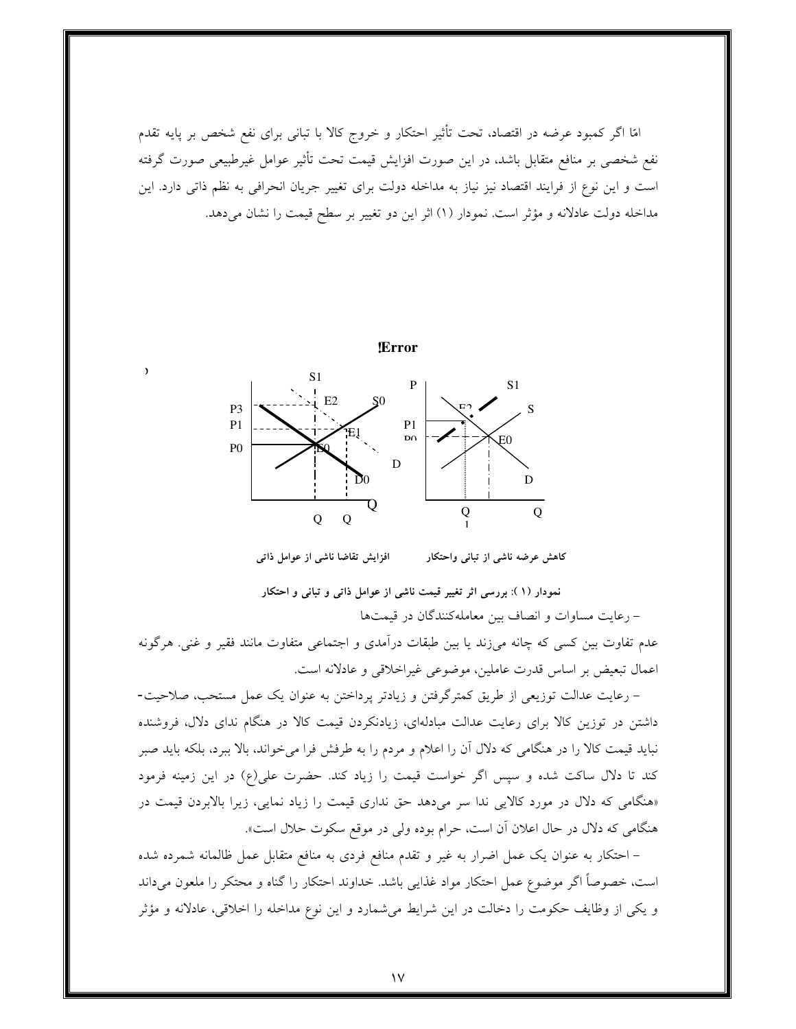امّا اگر کمبود عرضه در اقتصاد، تحت تأثیر احتکار و خروج کالا با تبانی برای نفع شخص بر پایه تقدم نفع شخصی بر منافع متقابل باشد، در این صورت افزایش قیمت تحت تأثیر عوامل غیرطبیعی صورت گرفته است و این نوع از فرایند اقتصاد نیز نیاز به مداخله دولت برای تغییر جریان انحرافی به نظم ذاتی دارد. این مداخله دولت عادلانه و مؤثر است. نمودار (۱) اثر این دو تغییر بر سطح قیمت را نشان می‌دهد.

!Error

کاهش عرضه ناشی از تبانی واحتکار          افزایش تقاضا ناشی از عوامل ذاتی

**نمودار (۱): بررسی اثر تغییر قیمت ناشی از عوامل ذاتی و تبانی و احتکار**

- رعایت مساوات و انصاف بین معامله‌کنندگان در قیمت‌ها

عدم تفاوت بین کسی که چانه می‌زند یا بین طبقات درآمدی و اجتماعی متفاوت مانند فقیر و غنی. هرگونه اعمال تبعیض بر اساس قدرت عاملین، موضوعی غیراخلاقی و عادلانه است.

- رعایت عدالت توزیعی از طریق کمترگرفتن و زیادتر پرداختن به عنوان یک عمل مستحب، صلاحیت‌داشتن در توزین کالا برای رعایت عدالت مبادله‌ای، زیادنکردن قیمت کالا در هنگام ندای دلال، فروشنده نباید قیمت کالا را در هنگامی که دلال آن را اعلام و مردم را به طرفش فرا می‌خواند، بالا ببرد، بلکه باید صبر کند تا دلال ساکت شده و سپس اگر خواست قیمت را زیاد کند. حضرت علی(ع) در این زمینه فرمود «هنگامی که دلال در مورد کالایی ندا سر می‌دهد حق نداری قیمت را زیاد نمایی، زیرا بالابردن قیمت در هنگامی که دلال در حال اعلان آن است، حرام بوده ولی در موقع سکوت حلال است».

- احتکار به عنوان یک عمل اضرار به غیر و تقدم منافع فردی به منافع متقابل عمل ظالمانه شمرده شده است، خصوصاً اگر موضوع عمل احتکار مواد غذایی باشد. خداوند احتکار را گناه و محتکر را ملعون می‌داند و یکی از وظایف حکومت را دخالت در این شرایط می‌شمارد و این نوع مداخله را اخلاقی، عادلانه و مؤثر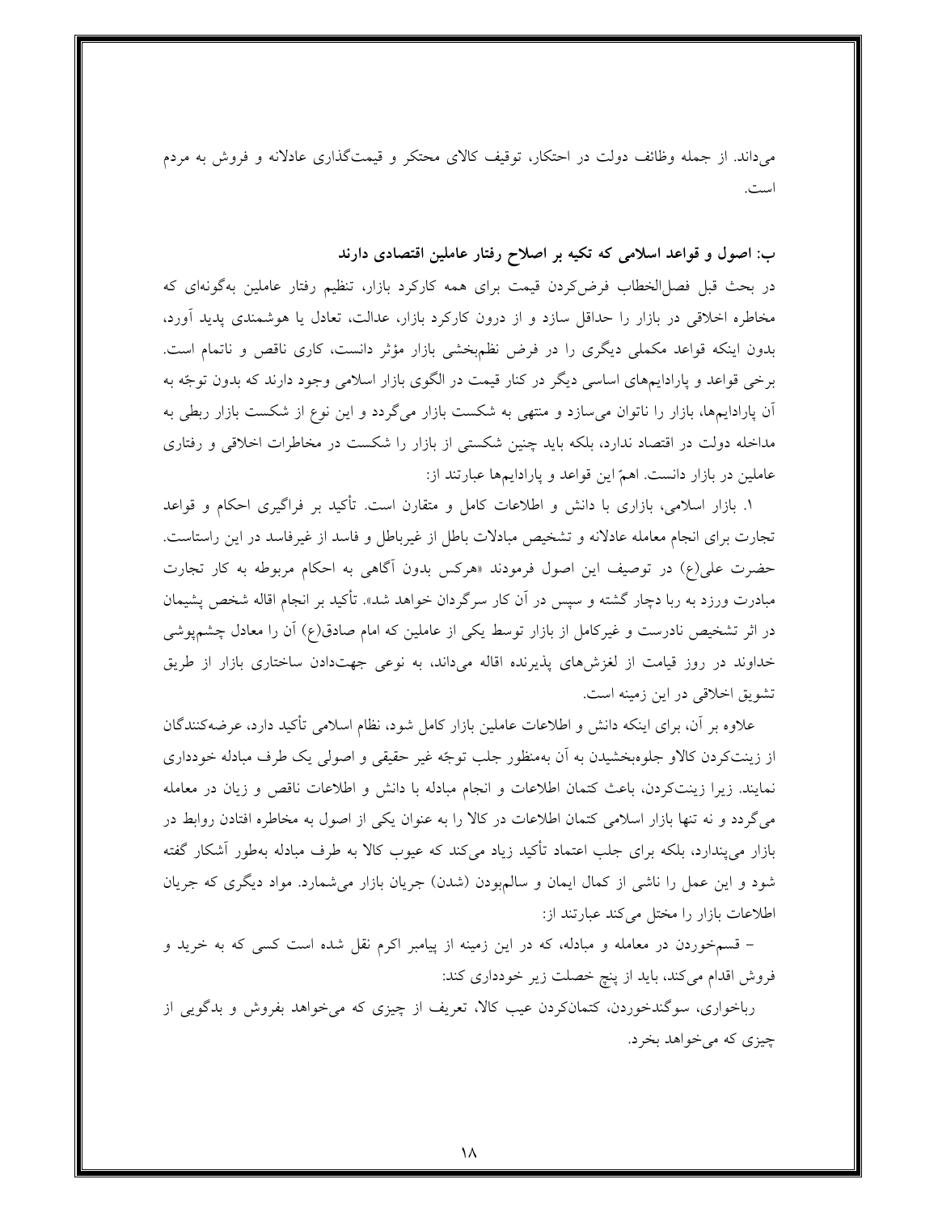می‌داند. از جمله وظائف دولت در احتکار، توقیف کالای محتکر و قیمت‌گذاری عادلانه و فروش به مردم است.

**ب: اصول و قواعد اسلامی که تکیه بر اصلاح رفتار عاملین اقتصادی دارند**

در بحث قبل فصل‌الخطاب فرض‌کردن قیمت برای همه کارکرد بازار، تنظیم رفتار عاملین به‌گونه‌ای که مخاطره اخلاقی در بازار را حداقل سازد و از درون کارکرد بازار، عدالت، تعادل یا هوشمندی پدید آورد، بدون اینکه قواعد مکملی دیگری را در فرض نظم‌بخشی بازار مؤثر دانست، کاری ناقص و ناتمام است. برخی قواعد و پارادایم‌های اساسی دیگر در کنار قیمت در الگوی بازار اسلامی وجود دارند که بدون توجّه به آن پارادایم‌ها، بازار را ناتوان می‌سازد و منتهی به شکست بازار می‌گردد و این نوع از شکست بازار ربطی به مداخله دولت در اقتصاد ندارد، بلکه باید چنین شکستی از بازار را شکست در مخاطرات اخلاقی و رفتاری عاملین در بازار دانست. اهمّ این قواعد و پارادایم‌ها عبارتند از:

۱. بازار اسلامی، بازاری با دانش و اطلاعات کامل و متقارن است. تأکید بر فراگیری احکام و قواعد تجارت برای انجام معامله عادلانه و تشخیص مبادلات باطل از غیرباطل و فاسد از غیرفاسد در این راستاست. حضرت علی(ع) در توصیف این اصول فرمودند «هرکس بدون آگاهی به احکام مربوطه به کار تجارت مبادرت ورزد به ربا دچار گشته و سپس در آن کار سرگردان خواهد شد». تأکید بر انجام اقاله شخص پشیمان در اثر تشخیص نادرست و غیرکامل از بازار توسط یکی از عاملین که امام صادق(ع) آن را معادل چشم‌پوشی خداوند در روز قیامت از لغزش‌های پذیرنده اقاله می‌داند، به نوعی جهت‌دادن ساختاری بازار از طریق تشویق اخلاقی در این زمینه است.

علاوه بر آن، برای اینکه دانش و اطلاعات عاملین بازار کامل شود، نظام اسلامی تأکید دارد، عرضه‌کنندگان از زینت‌کردن کالاو جلوه‌بخشیدن به آن به‌منظور جلب توجّه غیر حقیقی و اصولی یک طرف مبادله خودداری نمایند. زیرا زینت‌کردن، باعث کتمان اطلاعات و انجام مبادله با دانش و اطلاعات ناقص و زیان در معامله می‌گردد و نه تنها بازار اسلامی کتمان اطلاعات در کالا را به عنوان یکی از اصول به مخاطره افتادن روابط در بازار می‌پندارد، بلکه برای جلب اعتماد تأکید زیاد می‌کند که عیوب کالا به طرف مبادله به‌طور آشکار گفته شود و این عمل را ناشی از کمال ایمان و سالم‌بودن (شدن) جریان بازار می‌شمارد. مواد دیگری که جریان اطلاعات بازار را مختل می‌کند عبارتند از:

– قسم‌خوردن در معامله و مبادله، که در این زمینه از پیامبر اکرم نقل شده است کسی که به خرید و فروش اقدام می‌کند، باید از پنج خصلت زیر خودداری کند:

رباخواری، سوگندخوردن، کتمان‌کردن عیب کالا، تعریف از چیزی که می‌خواهد بفروش و بدگویی از چیزی که می‌خواهد بخرد.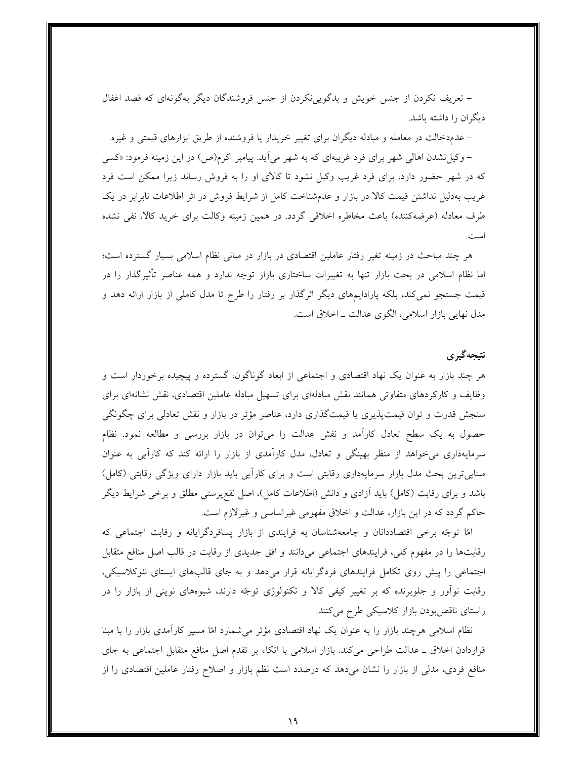– تعریف نکردن از جنس خویش و بدگویی‌نکردن از جنس فروشندگان دیگر به‌گونه‌ای که قصد اغفال دیگران را داشته باشد.

– عدم‌دخالت در معامله و مبادله دیگران برای تغییر خریدار یا فروشنده از طریق ابزارهای قیمتی و غیره.

– وکیل‌نشدن اهالی شهر برای فرد غریبه‌ای که به شهر می‌آید. پیامبر اکرم(ص) در این زمینه فرمود: «کسی که در شهر حضور دارد، برای فرد غریب وکیل نشود تا کالای او را به فروش رساند زیرا ممکن است فرد غریب به‌دلیل نداشتن قیمت کالا در بازار و عدم‌شناخت کامل از شرایط فروش در اثر اطلاعات نابرابر در یک طرف معادله (عرضه‌کننده) باعث مخاطره اخلاقی گردد. در همین زمینه وکالت برای خرید کالا، نفی نشده است.

هر چند مباحث در زمینه تغیر رفتار عاملین اقتصادی در بازار در مبانی نظام اسلامی بسیار گسترده است؛ اما نظام اسلامی در بحث بازار تنها به تغییرات ساختاری بازار توجه ندارد و همه عناصر تأثیرگذار را در قیمت جستجو نمی‌کند، بلکه پارادایم‌های دیگر اثرگذار بر رفتار را طرح تا مدل کاملی از بازار ارائه دهد و مدل نهایی بازار اسلامی، الگوی عدالت ـ اخلاق است.

### نتیجه‌گیری

هر چند بازار به عنوان یک نهاد اقتصادی و اجتماعی از ابعاد گوناگون، گسترده و پیچیده برخوردار است و وظایف و کارکردهای متفاوتی همانند نقش مبادله‌ای برای تسهیل مبادله عاملین اقتصادی، نقش نشانه‌ای برای سنجش قدرت و توان قیمت‌پذیری یا قیمت‌گذاری دارد، عناصر مؤثر در بازار و نقش تعادلی برای چگونگی حصول به یک سطح تعادل کارآمد و نقش عدالت را می‌توان در بازار بررسی و مطالعه نمود. نظام سرمایه‌داری می‌خواهد از منظر بهینگی و تعادل، مدل کارآمدی از بازار را ارائه کند که کارآیی به عنوان مبنایی‌ترین بحث مدل بازار سرمایه‌داری رقابتی است و برای کارآیی باید بازار دارای ویژگی رقابتی (کامل) باشد و برای رقابت (کامل) باید آزادی و دانش (اطلاعات کامل)، اصل نفع‌پرستی مطلق و برخی شرایط دیگر حاکم گردد که در این بازار، عدالت و اخلاق مفهومی غیراساسی و غیرلازم است.

امّا توجّه برخی اقتصاددانان و جامعه‌شناسان به فرایندی از بازار پسافردگرایانه و رقابت اجتماعی که رقابت‌ها را در مفهوم کلی، فرایندهای اجتماعی می‌دانند و افق جدیدی از رقابت در قالب اصل منافع متقابل اجتماعی را پیش روی تکامل فرایندهای فردگرایانه قرار می‌دهد و به جای قالب‌های ایستای نئوکلاسیکی، رقابت نوآور و جلوبرنده که بر تغییر کیفی کالا و تکنولوژی توجّه دارند، شیوه‌های نوینی از بازار را در راستای ناقص‌بودن بازار کلاسیکی طرح می‌کنند.

نظام اسلامی هرچند بازار را به عنوان یک نهاد اقتصادی مؤثر می‌شمارد امّا مسیر کارآمدی بازار را با مبنا قراردادن اخلاق ـ عدالت طراحی می‌کند. بازار اسلامی با اتکاء بر تقدم اصل منافع متقابل اجتماعی به جای منافع فردی، مدلی از بازار را نشان می‌دهد که درصدد است نظم بازار و اصلاح رفتار عاملین اقتصادی را از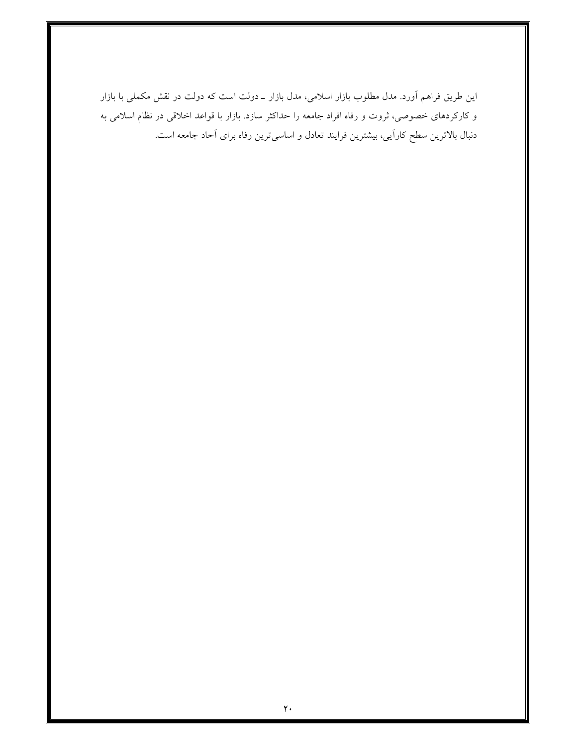این طریق فراهم آورد. مدل مطلوب بازار اسلامی، مدل بازار ـ دولت است که دولت در نقش مکملی با بازار و کارکردهای خصوصی، ثروت و رفاه افراد جامعه را حداکثر سازد. بازار با قواعد اخلاقی در نظام اسلامی به دنبال بالاترین سطح کارآیی، بیشترین فرایند تعادل و اساسی‌ترین رفاه برای آحاد جامعه است.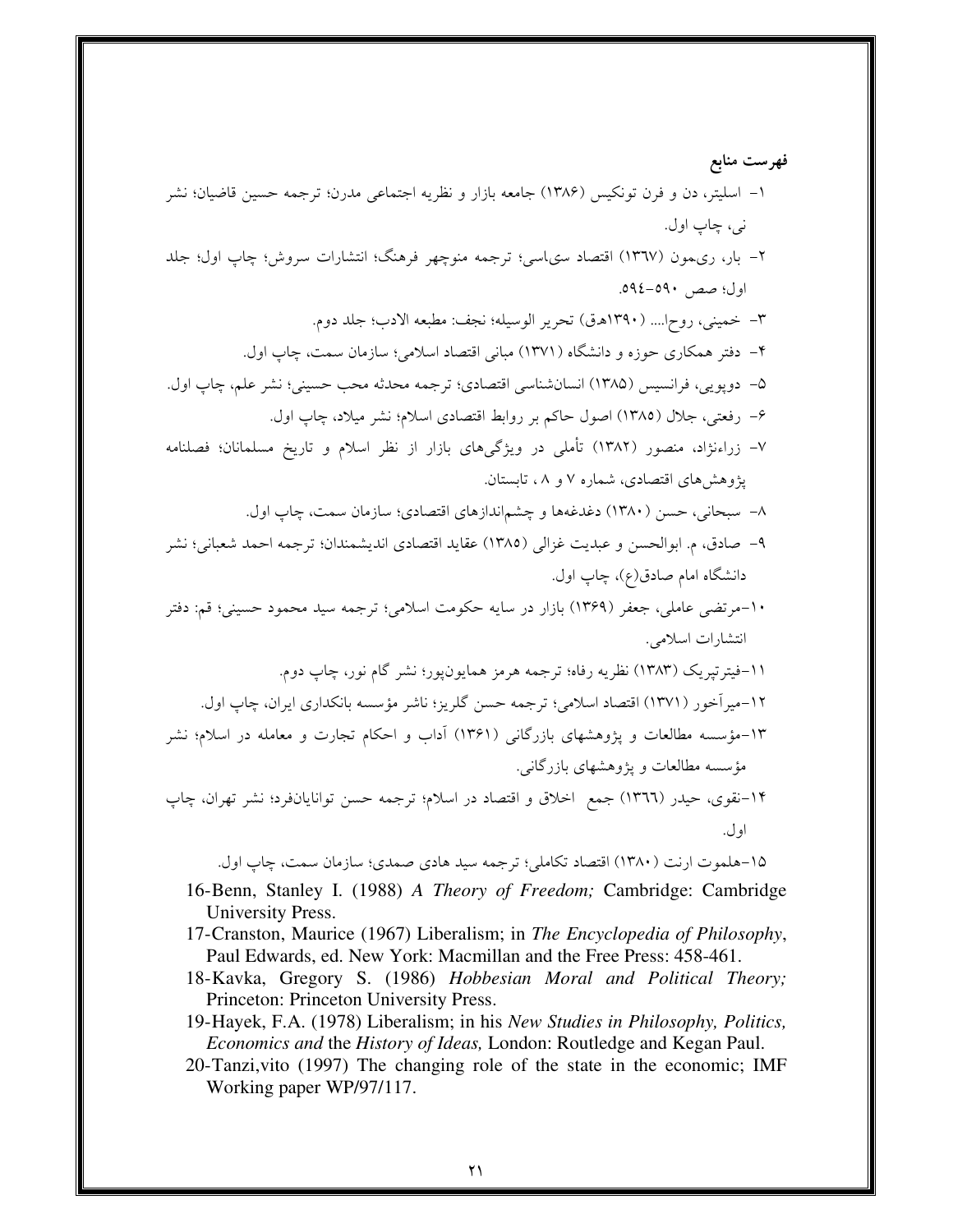**فهرست منابع**

۱- اسلیتر، دن و فرن تونکیس (۱۳۸۶) جامعه بازار و نظریه اجتماعی مدرن؛ ترجمه حسین قاضیان؛ نشر نی، چاپ اول.

۲- بار، ری‌مون (۱۳٦۷) اقتصاد سی‌اسی؛ ترجمه منوچهر فرهنگ؛ انتشارات سروش؛ چاپ اول؛ جلد اول؛ صص ۵۹۰-۵۹٤.

۳- خمینی، روحا.... (۱۳۹۰هـق) تحریر الوسیله؛ نجف: مطبعه الادب؛ جلد دوم.

۴- دفتر همکاری حوزه و دانشگاه (۱۳۷۱) مبانی اقتصاد اسلامی؛ سازمان سمت، چاپ اول.

۵- دوپویی، فرانسیس (۱۳۸۵) انسان‌شناسی اقتصادی؛ ترجمه محدثه محب حسینی؛ نشر علم، چاپ اول.

۶- رفعتی، جلال (۱۳۸۵) اصول حاکم بر روابط اقتصادی اسلام؛ نشر میلاد، چاپ اول.

۷- زراءنژاد، منصور (۱۳۸۲) تأملی در ویژگی‌های بازار از نظر اسلام و تاریخ مسلمانان؛ فصلنامه پژوهش‌های اقتصادی، شماره ۷ و ۸ ، تابستان.

۸- سبحانی، حسن (۱۳۸۰) دغدغه‌ها و چشم‌اندازهای اقتصادی؛ سازمان سمت، چاپ اول.

۹- صادق، م. ابوالحسن و عبدیت غزالی (۱۳۸۵) عقاید اقتصادی اندیشمندان؛ ترجمه احمد شعبانی؛ نشر دانشگاه امام صادق(ع)، چاپ اول.

۱۰-مرتضی عاملی، جعفر (۱۳۶۹) بازار در سایه حکومت اسلامی؛ ترجمه سید محمود حسینی؛ قم: دفتر انتشارات اسلامی.

۱۱-فیترتپریک (۱۳۸۳) نظریه رفاه؛ ترجمه هرمز همایون‌پور؛ نشر گام نور، چاپ دوم.

۱۲-میرآخور (۱۳۷۱) اقتصاد اسلامی؛ ترجمه حسن گلریز؛ ناشر مؤسسه بانکداری ایران، چاپ اول.

۱۳-مؤسسه مطالعات و پژوهشهای بازرگانی (۱۳۶۱) آداب و احکام تجارت و معامله در اسلام؛ نشر مؤسسه مطالعات و پژوهشهای بازرگانی.

۱۴-نقوی، حیدر (۱۳٦٦) جمع اخلاق و اقتصاد در اسلام؛ ترجمه حسن توانایان‌فرد؛ نشر تهران، چاپ اول.

۱۵-هلموت ارنت (۱۳۸۰) اقتصاد تکاملی؛ ترجمه سید هادی صمدی؛ سازمان سمت، چاپ اول.

16-Benn, Stanley I. (1988) *A Theory of Freedom;* Cambridge: Cambridge University Press.

17-Cranston, Maurice (1967) Liberalism; in *The Encyclopedia of Philosophy*, Paul Edwards, ed. New York: Macmillan and the Free Press: 458-461.

18-Kavka, Gregory S. (1986) *Hobbesian Moral and Political Theory;* Princeton: Princeton University Press.

19-Hayek, F.A. (1978) Liberalism; in his *New Studies in Philosophy, Politics, Economics and* the *History of Ideas,* London: Routledge and Kegan Paul.

20-Tanzi,vito (1997) The changing role of the state in the economic; IMF Working paper WP/97/117.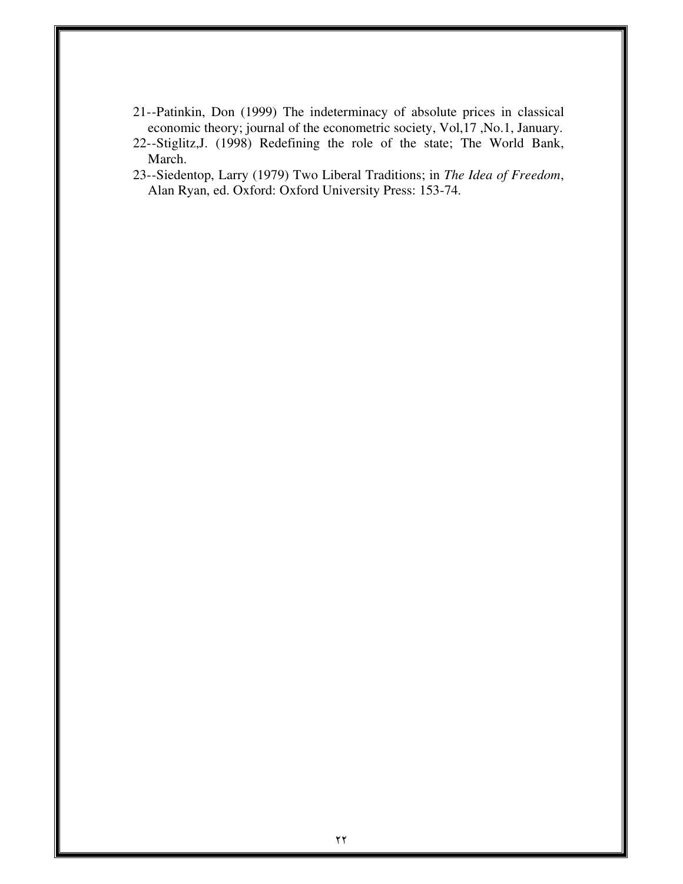21--Patinkin, Don (1999) The indeterminacy of absolute prices in classical economic theory; journal of the econometric society, Vol,17 ,No.1, January.

22--Stiglitz,J. (1998) Redefining the role of the state; The World Bank, March.

23--Siedentop, Larry (1979) Two Liberal Traditions; in *The Idea of Freedom*, Alan Ryan, ed. Oxford: Oxford University Press: 153-74.